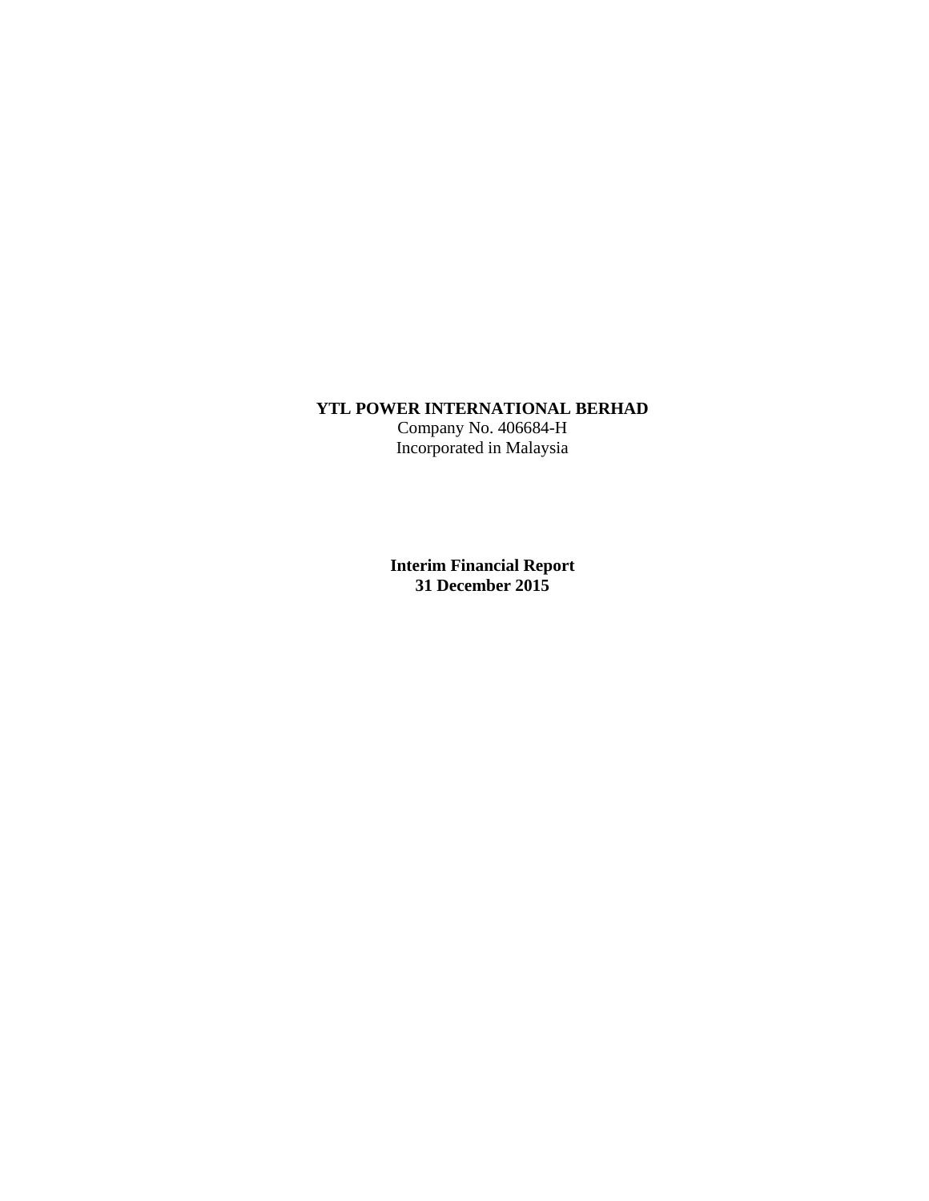**YTL POWER INTERNATIONAL BERHAD**

Company No. 406684-H

Incorporated in Malaysia

**Interim Financial Report**

**31 December 2015**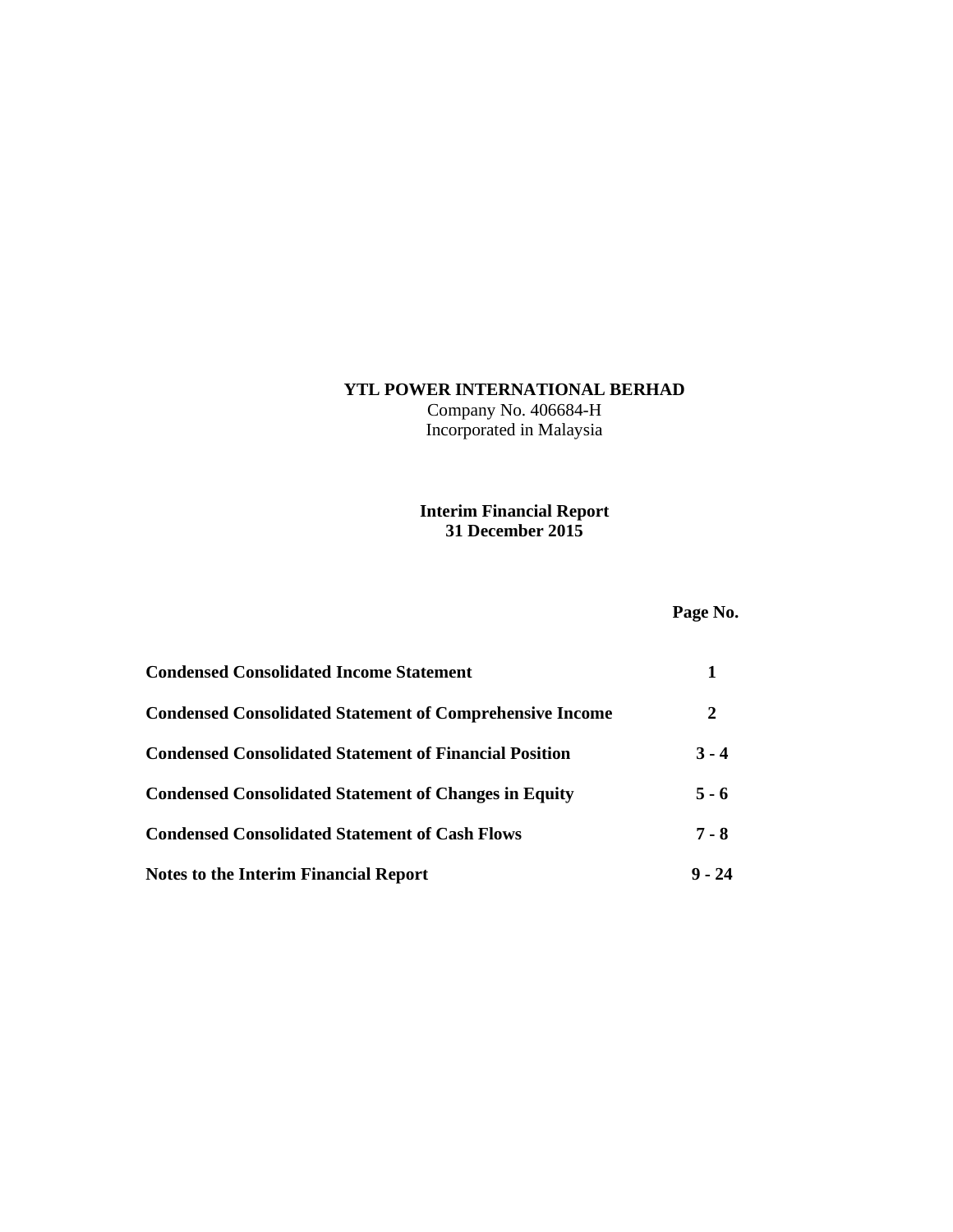**YTL POWER INTERNATIONAL BERHAD**

Company No. 406684-H

Incorporated in Malaysia

**Interim Financial Report**
**31 December 2015**

| | Page No. |
|---|---|
| **Condensed Consolidated Income Statement** | **1** |
| **Condensed Consolidated Statement of Comprehensive Income** | **2** |
| **Condensed Consolidated Statement of Financial Position** | **3 - 4** |
| **Condensed Consolidated Statement of Changes in Equity** | **5 - 6** |
| **Condensed Consolidated Statement of Cash Flows** | **7 - 8** |
| **Notes to the Interim Financial Report** | **9 - 24** |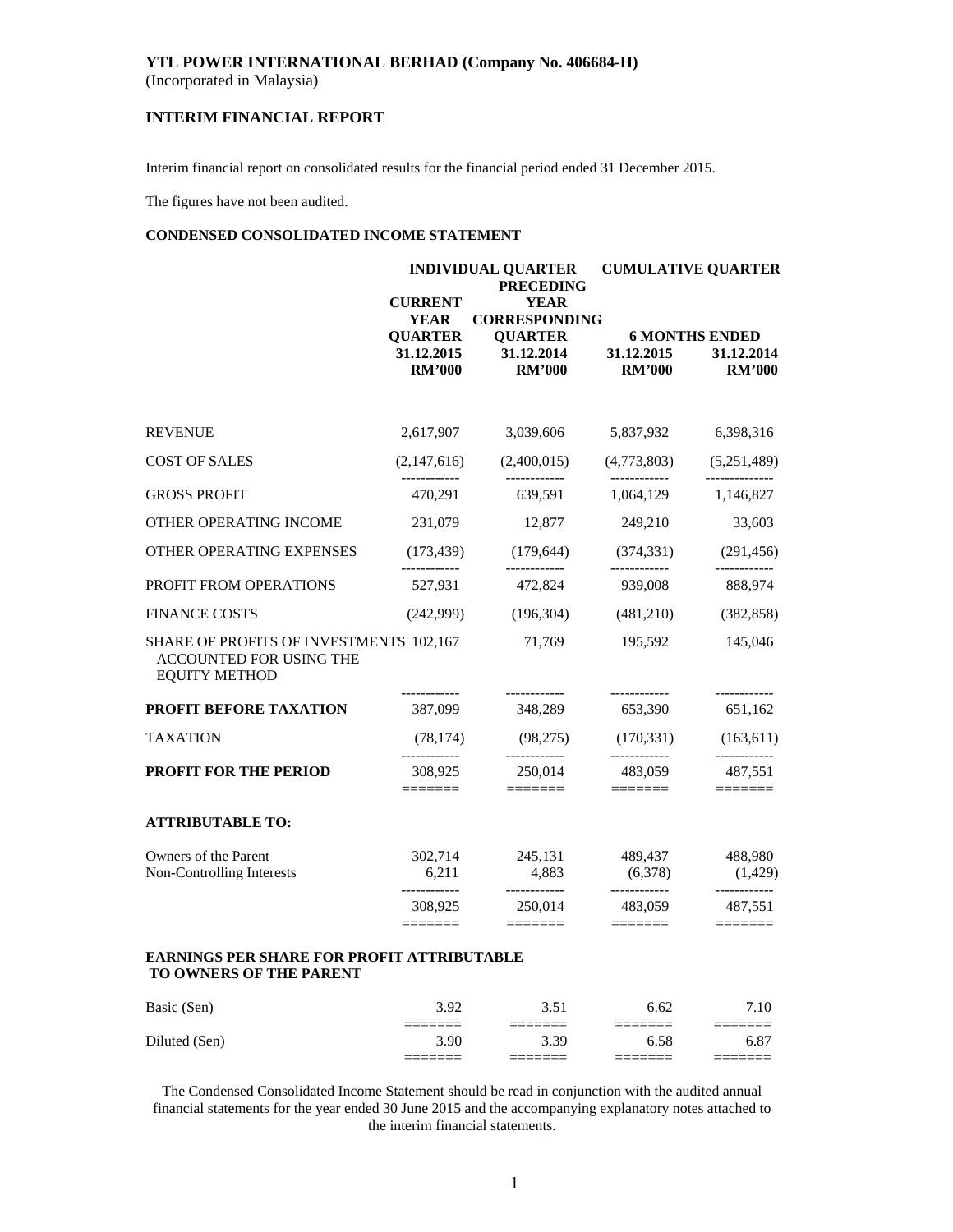**YTL POWER INTERNATIONAL BERHAD (Company No. 406684-H)**
(Incorporated in Malaysia)

## INTERIM FINANCIAL REPORT

Interim financial report on consolidated results for the financial period ended 31 December 2015.

The figures have not been audited.

### CONDENSED CONSOLIDATED INCOME STATEMENT

| | INDIVIDUAL QUARTER | | CUMULATIVE QUARTER | |
|---|---|---|---|---|
| | CURRENT YEAR QUARTER | PRECEDING YEAR CORRESPONDING QUARTER | 6 MONTHS ENDED | |
| | 31.12.2015 | 31.12.2014 | 31.12.2015 | 31.12.2014 |
| | RM'000 | RM'000 | RM'000 | RM'000 |
| REVENUE | 2,617,907 | 3,039,606 | 5,837,932 | 6,398,316 |
| COST OF SALES | (2,147,616) | (2,400,015) | (4,773,803) | (5,251,489) |
| GROSS PROFIT | 470,291 | 639,591 | 1,064,129 | 1,146,827 |
| OTHER OPERATING INCOME | 231,079 | 12,877 | 249,210 | 33,603 |
| OTHER OPERATING EXPENSES | (173,439) | (179,644) | (374,331) | (291,456) |
| PROFIT FROM OPERATIONS | 527,931 | 472,824 | 939,008 | 888,974 |
| FINANCE COSTS | (242,999) | (196,304) | (481,210) | (382,858) |
| SHARE OF PROFITS OF INVESTMENTS ACCOUNTED FOR USING THE EQUITY METHOD | 102,167 | 71,769 | 195,592 | 145,046 |
| **PROFIT BEFORE TAXATION** | 387,099 | 348,289 | 653,390 | 651,162 |
| TAXATION | (78,174) | (98,275) | (170,331) | (163,611) |
| **PROFIT FOR THE PERIOD** | 308,925 | 250,014 | 483,059 | 487,551 |
| **ATTRIBUTABLE TO:** | | | | |
| Owners of the Parent | 302,714 | 245,131 | 489,437 | 488,980 |
| Non-Controlling Interests | 6,211 | 4,883 | (6,378) | (1,429) |
| | 308,925 | 250,014 | 483,059 | 487,551 |
| **EARNINGS PER SHARE FOR PROFIT ATTRIBUTABLE TO OWNERS OF THE PARENT** | | | | |
| Basic (Sen) | 3.92 | 3.51 | 6.62 | 7.10 |
| Diluted (Sen) | 3.90 | 3.39 | 6.58 | 6.87 |

The Condensed Consolidated Income Statement should be read in conjunction with the audited annual financial statements for the year ended 30 June 2015 and the accompanying explanatory notes attached to the interim financial statements.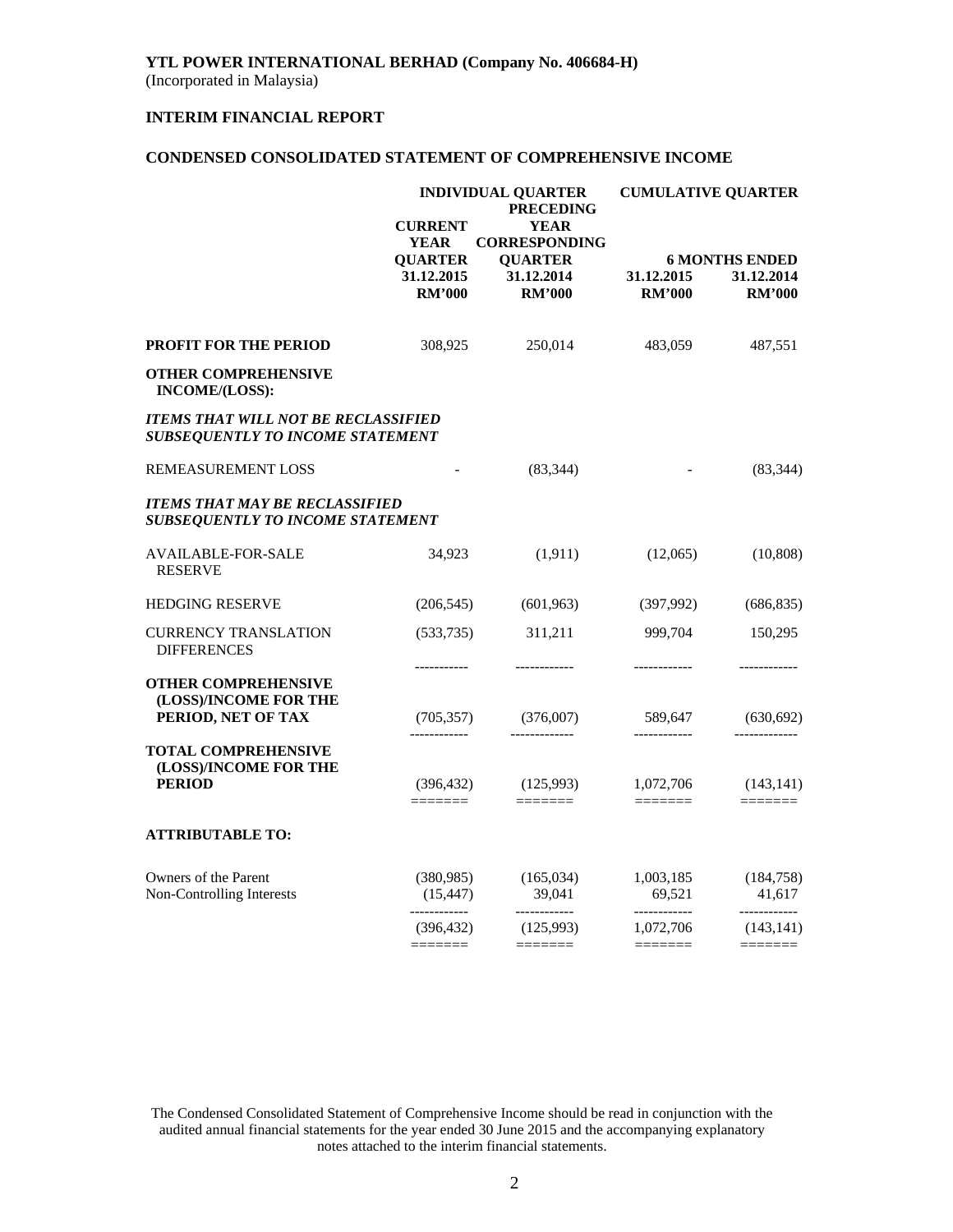**YTL POWER INTERNATIONAL BERHAD (Company No. 406684-H)**
(Incorporated in Malaysia)

**INTERIM FINANCIAL REPORT**

**CONDENSED CONSOLIDATED STATEMENT OF COMPREHENSIVE INCOME**

| | INDIVIDUAL QUARTER | | CUMULATIVE QUARTER | |
|---|---|---|---|---|
| | CURRENT YEAR QUARTER | PRECEDING YEAR CORRESPONDING QUARTER | 6 MONTHS ENDED | |
| | 31.12.2015 | 31.12.2014 | 31.12.2015 | 31.12.2014 |
| | RM'000 | RM'000 | RM'000 | RM'000 |
| **PROFIT FOR THE PERIOD** | 308,925 | 250,014 | 483,059 | 487,551 |
| **OTHER COMPREHENSIVE INCOME/(LOSS):** | | | | |
| ***ITEMS THAT WILL NOT BE RECLASSIFIED SUBSEQUENTLY TO INCOME STATEMENT*** | | | | |
| REMEASUREMENT LOSS | - | (83,344) | - | (83,344) |
| ***ITEMS THAT MAY BE RECLASSIFIED SUBSEQUENTLY TO INCOME STATEMENT*** | | | | |
| AVAILABLE-FOR-SALE RESERVE | 34,923 | (1,911) | (12,065) | (10,808) |
| HEDGING RESERVE | (206,545) | (601,963) | (397,992) | (686,835) |
| CURRENCY TRANSLATION DIFFERENCES | (533,735) | 311,211 | 999,704 | 150,295 |
| **OTHER COMPREHENSIVE (LOSS)/INCOME FOR THE PERIOD, NET OF TAX** | (705,357) | (376,007) | 589,647 | (630,692) |
| **TOTAL COMPREHENSIVE (LOSS)/INCOME FOR THE PERIOD** | (396,432) | (125,993) | 1,072,706 | (143,141) |
| **ATTRIBUTABLE TO:** | | | | |
| Owners of the Parent | (380,985) | (165,034) | 1,003,185 | (184,758) |
| Non-Controlling Interests | (15,447) | 39,041 | 69,521 | 41,617 |
| | (396,432) | (125,993) | 1,072,706 | (143,141) |

The Condensed Consolidated Statement of Comprehensive Income should be read in conjunction with the audited annual financial statements for the year ended 30 June 2015 and the accompanying explanatory notes attached to the interim financial statements.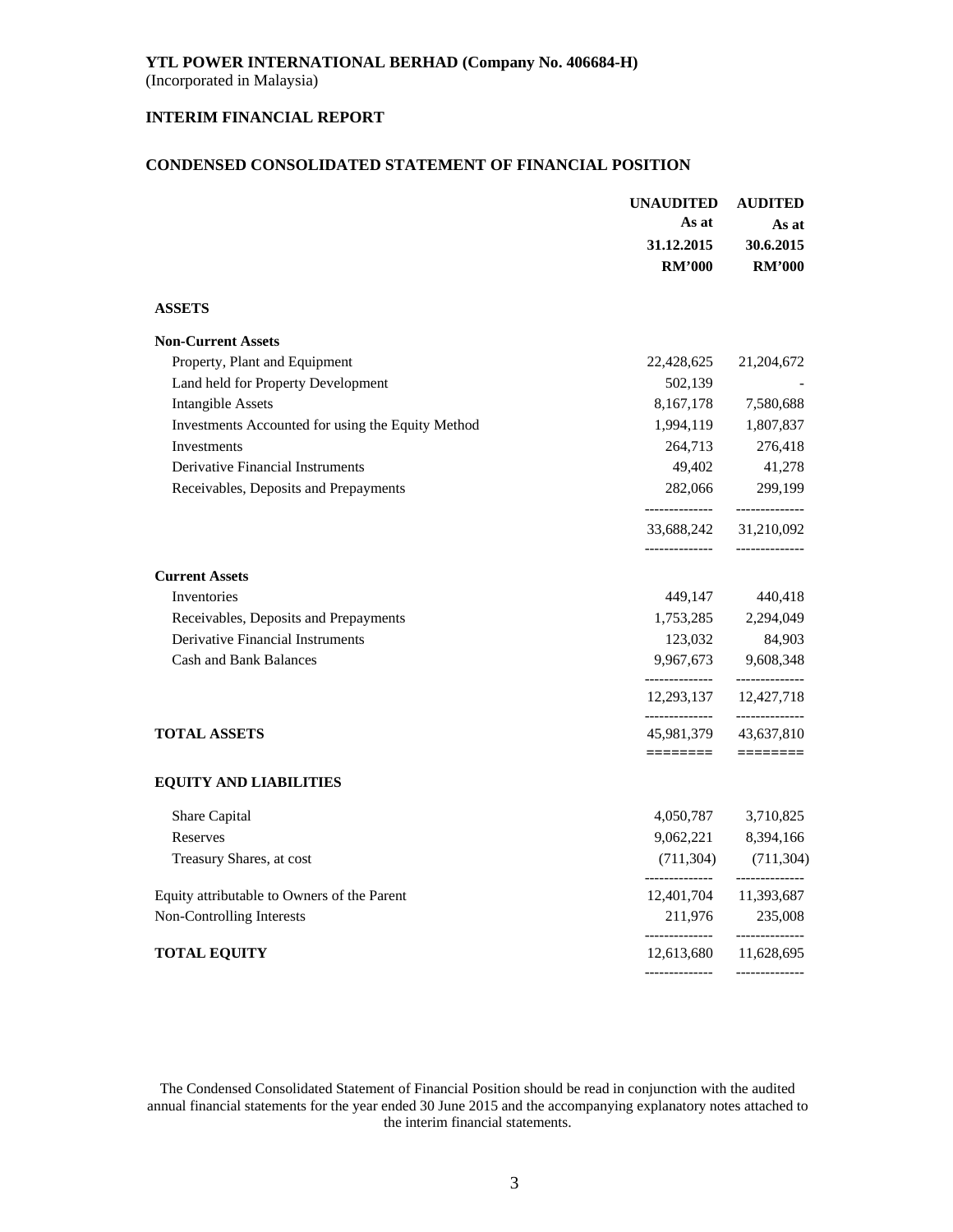**YTL POWER INTERNATIONAL BERHAD (Company No. 406684-H)**
(Incorporated in Malaysia)

**INTERIM FINANCIAL REPORT**

**CONDENSED CONSOLIDATED STATEMENT OF FINANCIAL POSITION**

| | UNAUDITED As at 31.12.2015 RM'000 | AUDITED As at 30.6.2015 RM'000 |
|---|---|---|
| **ASSETS** | | |
| **Non-Current Assets** | | |
| Property, Plant and Equipment | 22,428,625 | 21,204,672 |
| Land held for Property Development | 502,139 | - |
| Intangible Assets | 8,167,178 | 7,580,688 |
| Investments Accounted for using the Equity Method | 1,994,119 | 1,807,837 |
| Investments | 264,713 | 276,418 |
| Derivative Financial Instruments | 49,402 | 41,278 |
| Receivables, Deposits and Prepayments | 282,066 | 299,199 |
| | 33,688,242 | 31,210,092 |
| **Current Assets** | | |
| Inventories | 449,147 | 440,418 |
| Receivables, Deposits and Prepayments | 1,753,285 | 2,294,049 |
| Derivative Financial Instruments | 123,032 | 84,903 |
| Cash and Bank Balances | 9,967,673 | 9,608,348 |
| | 12,293,137 | 12,427,718 |
| **TOTAL ASSETS** | 45,981,379 | 43,637,810 |
| **EQUITY AND LIABILITIES** | | |
| Share Capital | 4,050,787 | 3,710,825 |
| Reserves | 9,062,221 | 8,394,166 |
| Treasury Shares, at cost | (711,304) | (711,304) |
| Equity attributable to Owners of the Parent | 12,401,704 | 11,393,687 |
| Non-Controlling Interests | 211,976 | 235,008 |
| **TOTAL EQUITY** | 12,613,680 | 11,628,695 |

The Condensed Consolidated Statement of Financial Position should be read in conjunction with the audited annual financial statements for the year ended 30 June 2015 and the accompanying explanatory notes attached to the interim financial statements.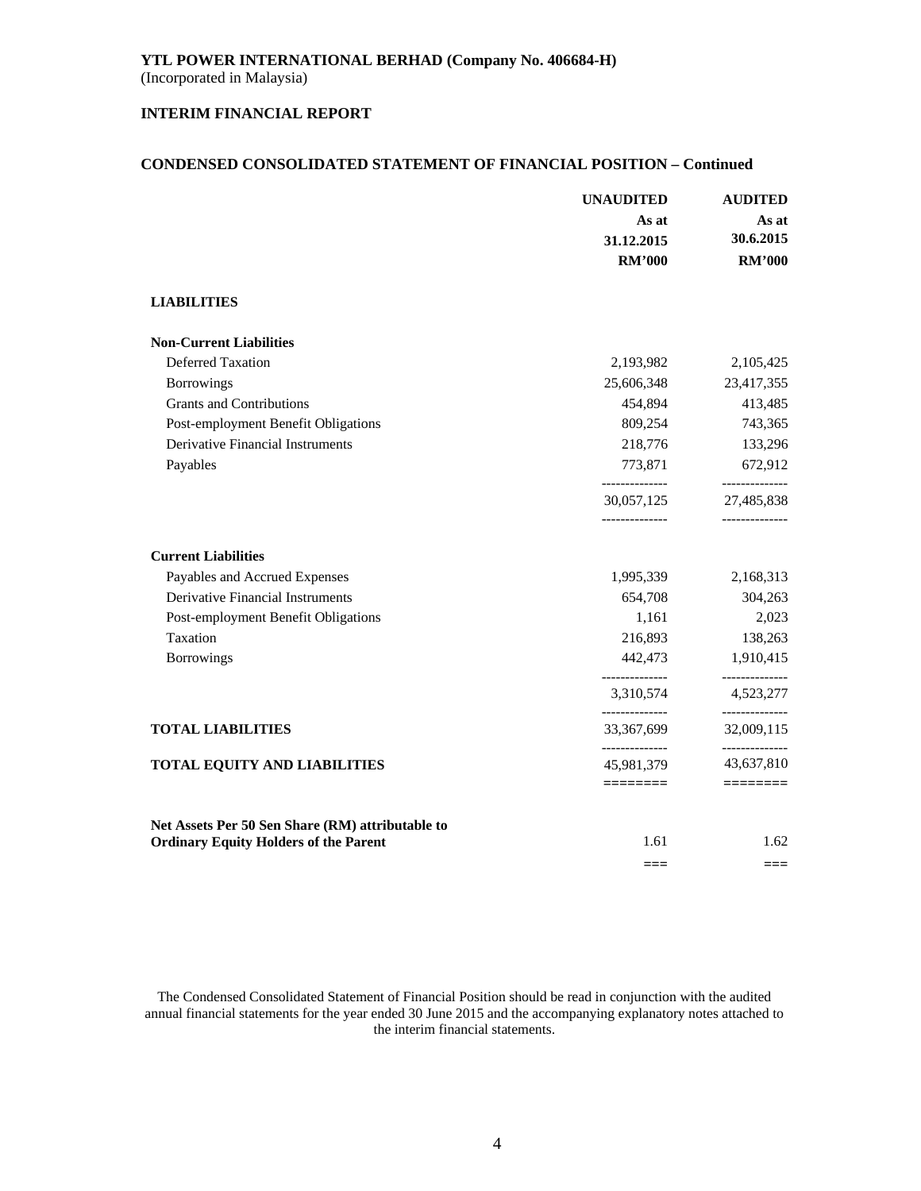**YTL POWER INTERNATIONAL BERHAD (Company No. 406684-H)**
(Incorporated in Malaysia)

**INTERIM FINANCIAL REPORT**

**CONDENSED CONSOLIDATED STATEMENT OF FINANCIAL POSITION – Continued**

| | UNAUDITED As at 31.12.2015 RM'000 | AUDITED As at 30.6.2015 RM'000 |
|---|---|---|
| **LIABILITIES** | | |
| **Non-Current Liabilities** | | |
| Deferred Taxation | 2,193,982 | 2,105,425 |
| Borrowings | 25,606,348 | 23,417,355 |
| Grants and Contributions | 454,894 | 413,485 |
| Post-employment Benefit Obligations | 809,254 | 743,365 |
| Derivative Financial Instruments | 218,776 | 133,296 |
| Payables | 773,871 | 672,912 |
| | 30,057,125 | 27,485,838 |
| **Current Liabilities** | | |
| Payables and Accrued Expenses | 1,995,339 | 2,168,313 |
| Derivative Financial Instruments | 654,708 | 304,263 |
| Post-employment Benefit Obligations | 1,161 | 2,023 |
| Taxation | 216,893 | 138,263 |
| Borrowings | 442,473 | 1,910,415 |
| | 3,310,574 | 4,523,277 |
| **TOTAL LIABILITIES** | 33,367,699 | 32,009,115 |
| **TOTAL EQUITY AND LIABILITIES** | 45,981,379 | 43,637,810 |
| **Net Assets Per 50 Sen Share (RM) attributable to Ordinary Equity Holders of the Parent** | 1.61 | 1.62 |

The Condensed Consolidated Statement of Financial Position should be read in conjunction with the audited annual financial statements for the year ended 30 June 2015 and the accompanying explanatory notes attached to the interim financial statements.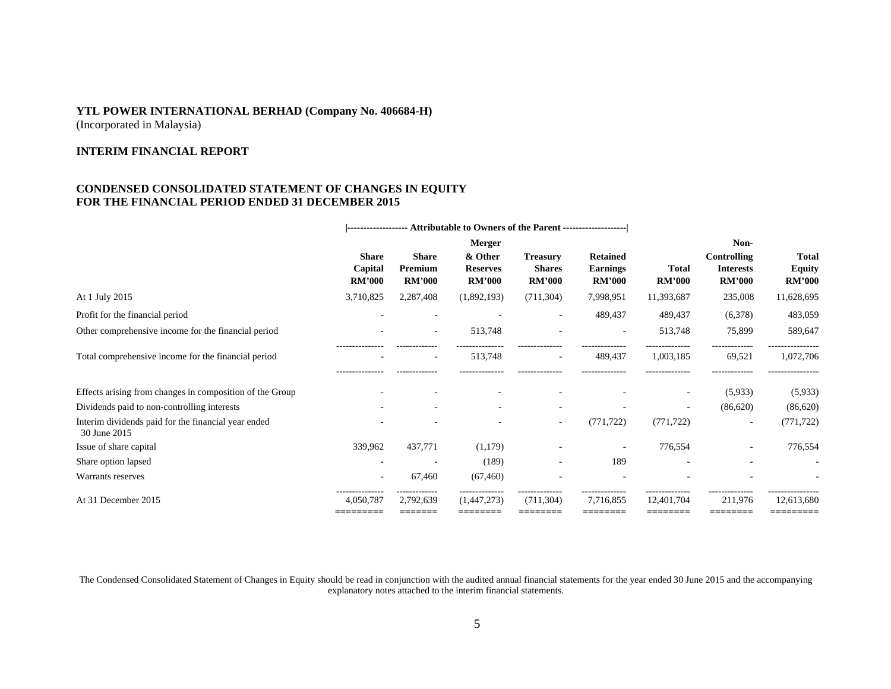**YTL POWER INTERNATIONAL BERHAD (Company No. 406684-H)**
(Incorporated in Malaysia)

**INTERIM FINANCIAL REPORT**

**CONDENSED CONSOLIDATED STATEMENT OF CHANGES IN EQUITY**
**FOR THE FINANCIAL PERIOD ENDED 31 DECEMBER 2015**

| | Attributable to Owners of the Parent | | | | | | | |
|---|---|---|---|---|---|---|---|---|
| | Share Capital RM'000 | Share Premium RM'000 | Merger & Other Reserves RM'000 | Treasury Shares RM'000 | Retained Earnings RM'000 | Total RM'000 | Non-Controlling Interests RM'000 | Total Equity RM'000 |
| At 1 July 2015 | 3,710,825 | 2,287,408 | (1,892,193) | (711,304) | 7,998,951 | 11,393,687 | 235,008 | 11,628,695 |
| Profit for the financial period | - | - | - | - | 489,437 | 489,437 | (6,378) | 483,059 |
| Other comprehensive income for the financial period | - | - | 513,748 | - | - | 513,748 | 75,899 | 589,647 |
| Total comprehensive income for the financial period | - | - | 513,748 | - | 489,437 | 1,003,185 | 69,521 | 1,072,706 |
| Effects arising from changes in composition of the Group | - | - | - | - | - | - | (5,933) | (5,933) |
| Dividends paid to non-controlling interests | - | - | - | - | - | - | (86,620) | (86,620) |
| Interim dividends paid for the financial year ended 30 June 2015 | - | - | - | - | (771,722) | (771,722) | - | (771,722) |
| Issue of share capital | 339,962 | 437,771 | (1,179) | - | - | 776,554 | - | 776,554 |
| Share option lapsed | - | - | (189) | - | 189 | - | - | - |
| Warrants reserves | - | 67,460 | (67,460) | - | - | - | - | - |
| At 31 December 2015 | 4,050,787 | 2,792,639 | (1,447,273) | (711,304) | 7,716,855 | 12,401,704 | 211,976 | 12,613,680 |

The Condensed Consolidated Statement of Changes in Equity should be read in conjunction with the audited annual financial statements for the year ended 30 June 2015 and the accompanying explanatory notes attached to the interim financial statements.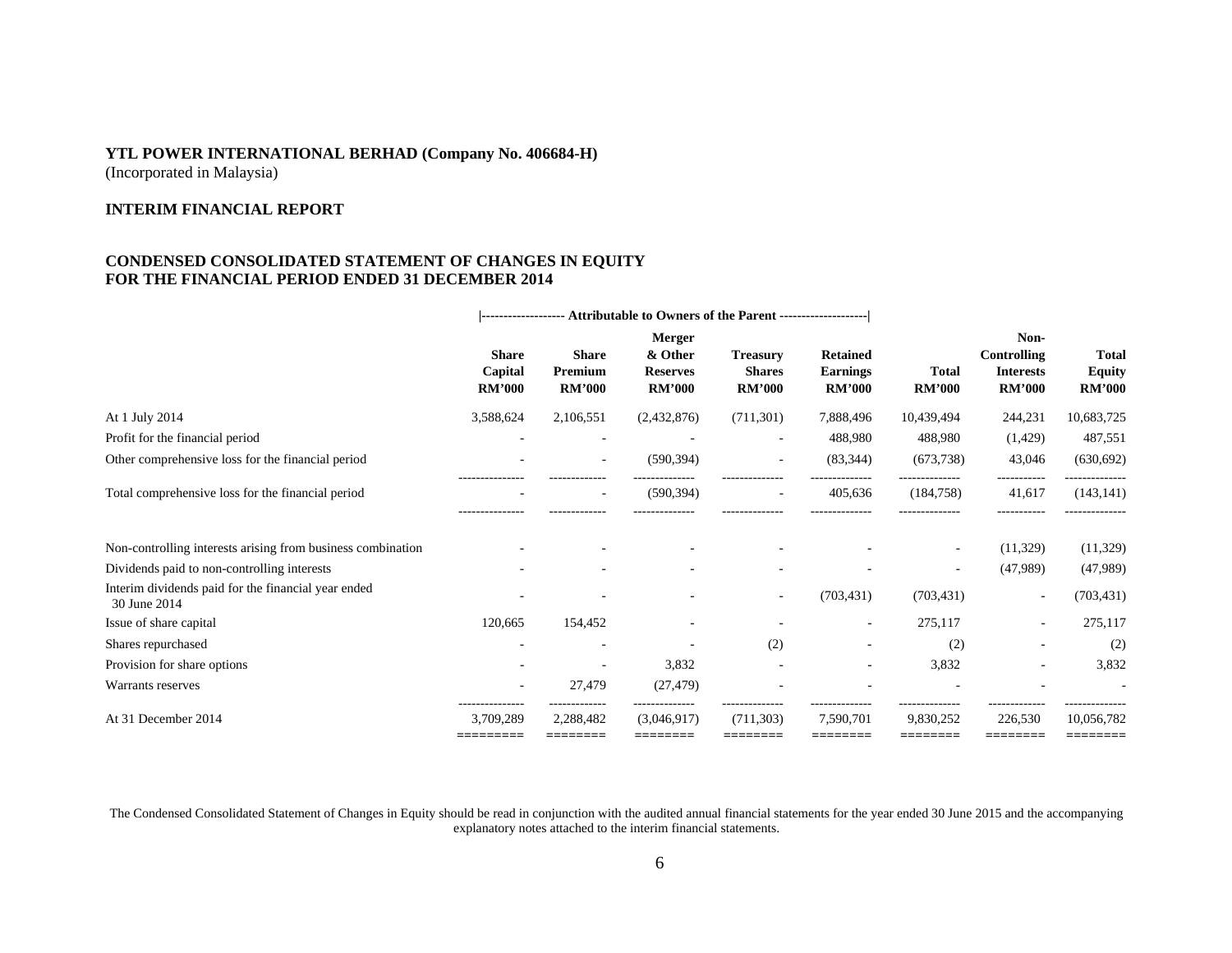**YTL POWER INTERNATIONAL BERHAD (Company No. 406684-H)**
(Incorporated in Malaysia)

**INTERIM FINANCIAL REPORT**

**CONDENSED CONSOLIDATED STATEMENT OF CHANGES IN EQUITY**
**FOR THE FINANCIAL PERIOD ENDED 31 DECEMBER 2014**

| | Attributable to Owners of the Parent | | | | | | | |
|---|---|---|---|---|---|---|---|---|
| | **Share Capital RM'000** | **Share Premium RM'000** | **Merger & Other Reserves RM'000** | **Treasury Shares RM'000** | **Retained Earnings RM'000** | **Total RM'000** | **Non-Controlling Interests RM'000** | **Total Equity RM'000** |
| At 1 July 2014 | 3,588,624 | 2,106,551 | (2,432,876) | (711,301) | 7,888,496 | 10,439,494 | 244,231 | 10,683,725 |
| Profit for the financial period | - | - | - | - | 488,980 | 488,980 | (1,429) | 487,551 |
| Other comprehensive loss for the financial period | - | - | (590,394) | - | (83,344) | (673,738) | 43,046 | (630,692) |
| Total comprehensive loss for the financial period | - | - | (590,394) | - | 405,636 | (184,758) | 41,617 | (143,141) |
| Non-controlling interests arising from business combination | - | - | - | - | - | - | (11,329) | (11,329) |
| Dividends paid to non-controlling interests | - | - | - | - | - | - | (47,989) | (47,989) |
| Interim dividends paid for the financial year ended 30 June 2014 | - | - | - | - | (703,431) | (703,431) | - | (703,431) |
| Issue of share capital | 120,665 | 154,452 | - | - | - | 275,117 | - | 275,117 |
| Shares repurchased | - | - | - | (2) | - | (2) | - | (2) |
| Provision for share options | - | - | 3,832 | - | - | 3,832 | - | 3,832 |
| Warrants reserves | - | 27,479 | (27,479) | - | - | - | - | - |
| At 31 December 2014 | 3,709,289 | 2,288,482 | (3,046,917) | (711,303) | 7,590,701 | 9,830,252 | 226,530 | 10,056,782 |

The Condensed Consolidated Statement of Changes in Equity should be read in conjunction with the audited annual financial statements for the year ended 30 June 2015 and the accompanying explanatory notes attached to the interim financial statements.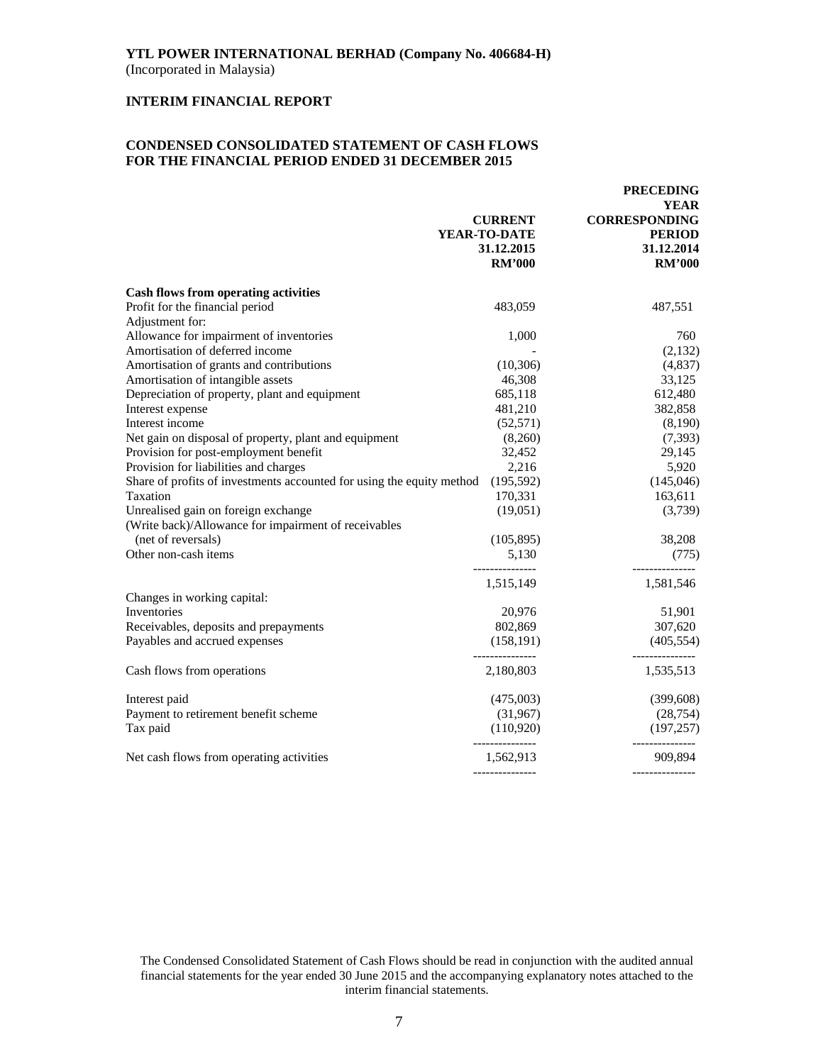**YTL POWER INTERNATIONAL BERHAD (Company No. 406684-H)**
(Incorporated in Malaysia)

**INTERIM FINANCIAL REPORT**

**CONDENSED CONSOLIDATED STATEMENT OF CASH FLOWS**
**FOR THE FINANCIAL PERIOD ENDED 31 DECEMBER 2015**

| | CURRENT YEAR-TO-DATE 31.12.2015 RM'000 | PRECEDING YEAR CORRESPONDING PERIOD 31.12.2014 RM'000 |
|---|---|---|
| **Cash flows from operating activities** | | |
| Profit for the financial period | 483,059 | 487,551 |
| Adjustment for: | | |
| Allowance for impairment of inventories | 1,000 | 760 |
| Amortisation of deferred income | - | (2,132) |
| Amortisation of grants and contributions | (10,306) | (4,837) |
| Amortisation of intangible assets | 46,308 | 33,125 |
| Depreciation of property, plant and equipment | 685,118 | 612,480 |
| Interest expense | 481,210 | 382,858 |
| Interest income | (52,571) | (8,190) |
| Net gain on disposal of property, plant and equipment | (8,260) | (7,393) |
| Provision for post-employment benefit | 32,452 | 29,145 |
| Provision for liabilities and charges | 2,216 | 5,920 |
| Share of profits of investments accounted for using the equity method | (195,592) | (145,046) |
| Taxation | 170,331 | 163,611 |
| Unrealised gain on foreign exchange | (19,051) | (3,739) |
| (Write back)/Allowance for impairment of receivables (net of reversals) | (105,895) | 38,208 |
| Other non-cash items | 5,130 | (775) |
| | 1,515,149 | 1,581,546 |
| Changes in working capital: | | |
| Inventories | 20,976 | 51,901 |
| Receivables, deposits and prepayments | 802,869 | 307,620 |
| Payables and accrued expenses | (158,191) | (405,554) |
| Cash flows from operations | 2,180,803 | 1,535,513 |
| Interest paid | (475,003) | (399,608) |
| Payment to retirement benefit scheme | (31,967) | (28,754) |
| Tax paid | (110,920) | (197,257) |
| Net cash flows from operating activities | 1,562,913 | 909,894 |

The Condensed Consolidated Statement of Cash Flows should be read in conjunction with the audited annual financial statements for the year ended 30 June 2015 and the accompanying explanatory notes attached to the interim financial statements.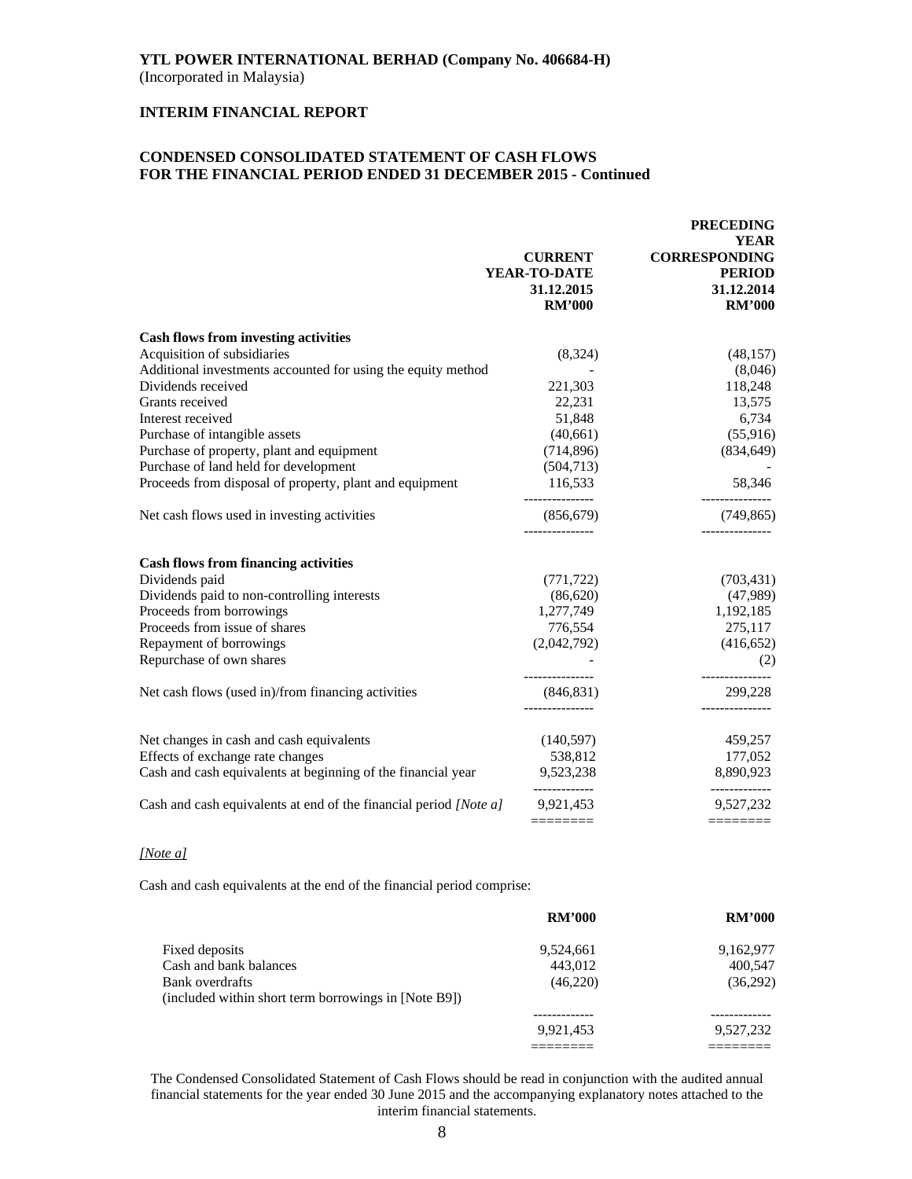**YTL POWER INTERNATIONAL BERHAD (Company No. 406684-H)**
(Incorporated in Malaysia)

**INTERIM FINANCIAL REPORT**

**CONDENSED CONSOLIDATED STATEMENT OF CASH FLOWS**
**FOR THE FINANCIAL PERIOD ENDED 31 DECEMBER 2015 - Continued**

| | CURRENT YEAR-TO-DATE 31.12.2015 RM'000 | PRECEDING YEAR CORRESPONDING PERIOD 31.12.2014 RM'000 |
|---|---|---|
| **Cash flows from investing activities** | | |
| Acquisition of subsidiaries | (8,324) | (48,157) |
| Additional investments accounted for using the equity method | - | (8,046) |
| Dividends received | 221,303 | 118,248 |
| Grants received | 22,231 | 13,575 |
| Interest received | 51,848 | 6,734 |
| Purchase of intangible assets | (40,661) | (55,916) |
| Purchase of property, plant and equipment | (714,896) | (834,649) |
| Purchase of land held for development | (504,713) | - |
| Proceeds from disposal of property, plant and equipment | 116,533 | 58,346 |
| Net cash flows used in investing activities | (856,679) | (749,865) |
| **Cash flows from financing activities** | | |
| Dividends paid | (771,722) | (703,431) |
| Dividends paid to non-controlling interests | (86,620) | (47,989) |
| Proceeds from borrowings | 1,277,749 | 1,192,185 |
| Proceeds from issue of shares | 776,554 | 275,117 |
| Repayment of borrowings | (2,042,792) | (416,652) |
| Repurchase of own shares | - | (2) |
| Net cash flows (used in)/from financing activities | (846,831) | 299,228 |
| Net changes in cash and cash equivalents | (140,597) | 459,257 |
| Effects of exchange rate changes | 538,812 | 177,052 |
| Cash and cash equivalents at beginning of the financial year | 9,523,238 | 8,890,923 |
| Cash and cash equivalents at end of the financial period *[Note a]* | 9,921,453 | 9,527,232 |

*[Note a]*

Cash and cash equivalents at the end of the financial period comprise:

| | RM'000 | RM'000 |
|---|---|---|
| Fixed deposits | 9,524,661 | 9,162,977 |
| Cash and bank balances | 443,012 | 400,547 |
| Bank overdrafts (included within short term borrowings in [Note B9]) | (46,220) | (36,292) |
| | 9,921,453 | 9,527,232 |

The Condensed Consolidated Statement of Cash Flows should be read in conjunction with the audited annual financial statements for the year ended 30 June 2015 and the accompanying explanatory notes attached to the interim financial statements.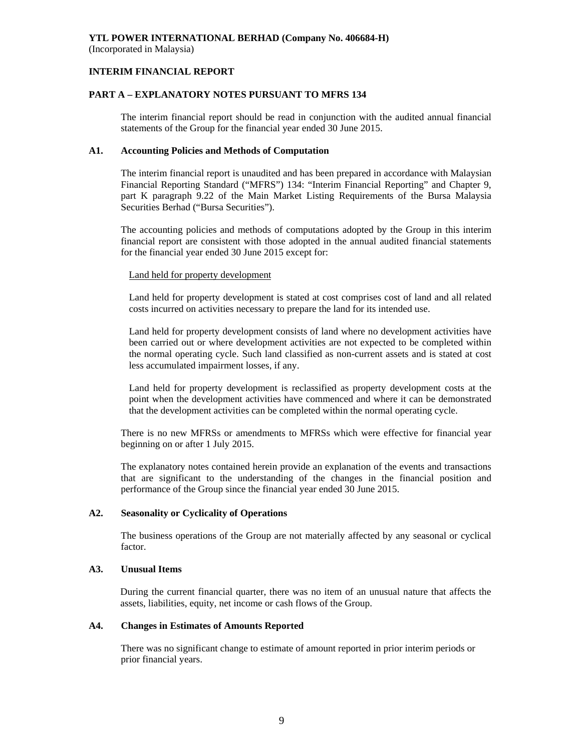**YTL POWER INTERNATIONAL BERHAD (Company No. 406684-H)**
(Incorporated in Malaysia)

## INTERIM FINANCIAL REPORT

### PART A – EXPLANATORY NOTES PURSUANT TO MFRS 134

The interim financial report should be read in conjunction with the audited annual financial statements of the Group for the financial year ended 30 June 2015.

#### A1. Accounting Policies and Methods of Computation

The interim financial report is unaudited and has been prepared in accordance with Malaysian Financial Reporting Standard ("MFRS") 134: "Interim Financial Reporting" and Chapter 9, part K paragraph 9.22 of the Main Market Listing Requirements of the Bursa Malaysia Securities Berhad ("Bursa Securities").

The accounting policies and methods of computations adopted by the Group in this interim financial report are consistent with those adopted in the annual audited financial statements for the financial year ended 30 June 2015 except for:

Land held for property development

Land held for property development is stated at cost comprises cost of land and all related costs incurred on activities necessary to prepare the land for its intended use.

Land held for property development consists of land where no development activities have been carried out or where development activities are not expected to be completed within the normal operating cycle. Such land classified as non-current assets and is stated at cost less accumulated impairment losses, if any.

Land held for property development is reclassified as property development costs at the point when the development activities have commenced and where it can be demonstrated that the development activities can be completed within the normal operating cycle.

There is no new MFRSs or amendments to MFRSs which were effective for financial year beginning on or after 1 July 2015.

The explanatory notes contained herein provide an explanation of the events and transactions that are significant to the understanding of the changes in the financial position and performance of the Group since the financial year ended 30 June 2015.

#### A2. Seasonality or Cyclicality of Operations

The business operations of the Group are not materially affected by any seasonal or cyclical factor.

#### A3. Unusual Items

During the current financial quarter, there was no item of an unusual nature that affects the assets, liabilities, equity, net income or cash flows of the Group.

#### A4. Changes in Estimates of Amounts Reported

There was no significant change to estimate of amount reported in prior interim periods or prior financial years.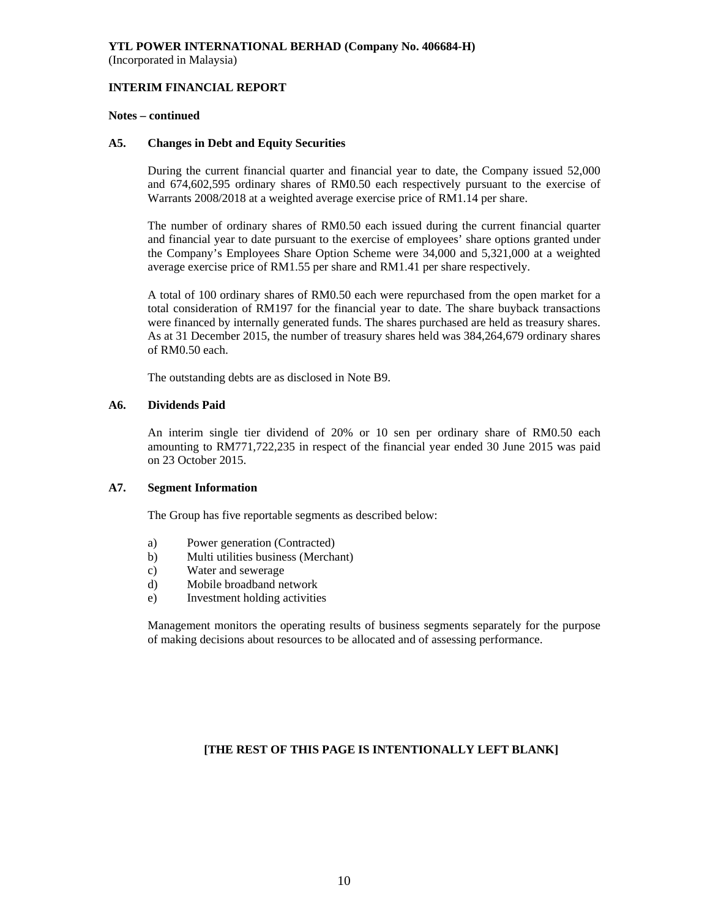**YTL POWER INTERNATIONAL BERHAD (Company No. 406684-H)**
(Incorporated in Malaysia)

**INTERIM FINANCIAL REPORT**

**Notes – continued**

**A5. Changes in Debt and Equity Securities**

During the current financial quarter and financial year to date, the Company issued 52,000 and 674,602,595 ordinary shares of RM0.50 each respectively pursuant to the exercise of Warrants 2008/2018 at a weighted average exercise price of RM1.14 per share.

The number of ordinary shares of RM0.50 each issued during the current financial quarter and financial year to date pursuant to the exercise of employees' share options granted under the Company's Employees Share Option Scheme were 34,000 and 5,321,000 at a weighted average exercise price of RM1.55 per share and RM1.41 per share respectively.

A total of 100 ordinary shares of RM0.50 each were repurchased from the open market for a total consideration of RM197 for the financial year to date. The share buyback transactions were financed by internally generated funds. The shares purchased are held as treasury shares. As at 31 December 2015, the number of treasury shares held was 384,264,679 ordinary shares of RM0.50 each.

The outstanding debts are as disclosed in Note B9.

**A6. Dividends Paid**

An interim single tier dividend of 20% or 10 sen per ordinary share of RM0.50 each amounting to RM771,722,235 in respect of the financial year ended 30 June 2015 was paid on 23 October 2015.

**A7. Segment Information**

The Group has five reportable segments as described below:

a) Power generation (Contracted)
b) Multi utilities business (Merchant)
c) Water and sewerage
d) Mobile broadband network
e) Investment holding activities

Management monitors the operating results of business segments separately for the purpose of making decisions about resources to be allocated and of assessing performance.

**[THE REST OF THIS PAGE IS INTENTIONALLY LEFT BLANK]**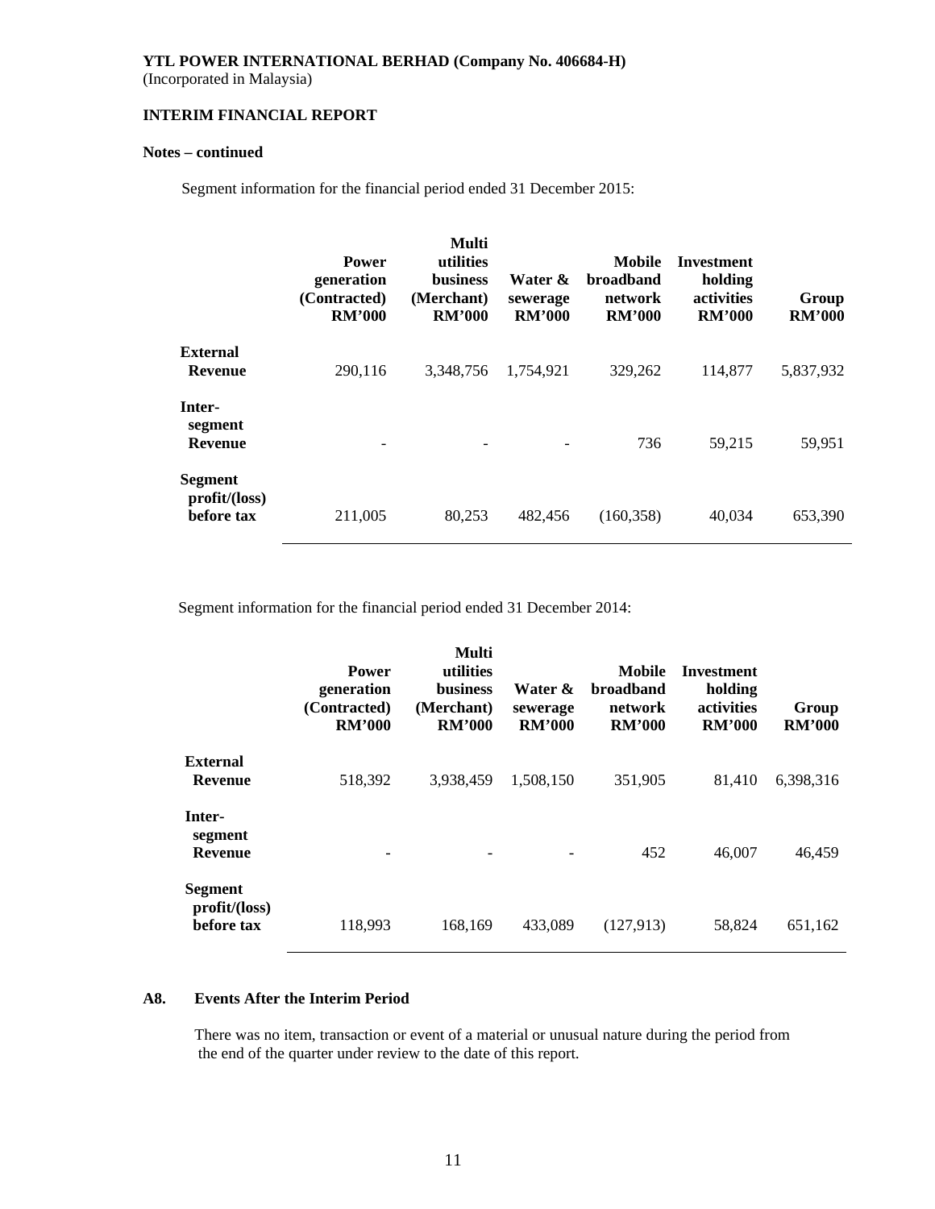**YTL POWER INTERNATIONAL BERHAD (Company No. 406684-H)**
(Incorporated in Malaysia)

**INTERIM FINANCIAL REPORT**

**Notes – continued**

Segment information for the financial period ended 31 December 2015:

| | Power generation (Contracted) RM'000 | Multi utilities business (Merchant) RM'000 | Water & sewerage RM'000 | Mobile broadband network RM'000 | Investment holding activities RM'000 | Group RM'000 |
|---|---|---|---|---|---|---|
| **External Revenue** | 290,116 | 3,348,756 | 1,754,921 | 329,262 | 114,877 | 5,837,932 |
| **Inter-segment Revenue** | - | - | - | 736 | 59,215 | 59,951 |
| **Segment profit/(loss) before tax** | 211,005 | 80,253 | 482,456 | (160,358) | 40,034 | 653,390 |

Segment information for the financial period ended 31 December 2014:

| | Power generation (Contracted) RM'000 | Multi utilities business (Merchant) RM'000 | Water & sewerage RM'000 | Mobile broadband network RM'000 | Investment holding activities RM'000 | Group RM'000 |
|---|---|---|---|---|---|---|
| **External Revenue** | 518,392 | 3,938,459 | 1,508,150 | 351,905 | 81,410 | 6,398,316 |
| **Inter-segment Revenue** | - | - | - | 452 | 46,007 | 46,459 |
| **Segment profit/(loss) before tax** | 118,993 | 168,169 | 433,089 | (127,913) | 58,824 | 651,162 |

**A8. Events After the Interim Period**

There was no item, transaction or event of a material or unusual nature during the period from the end of the quarter under review to the date of this report.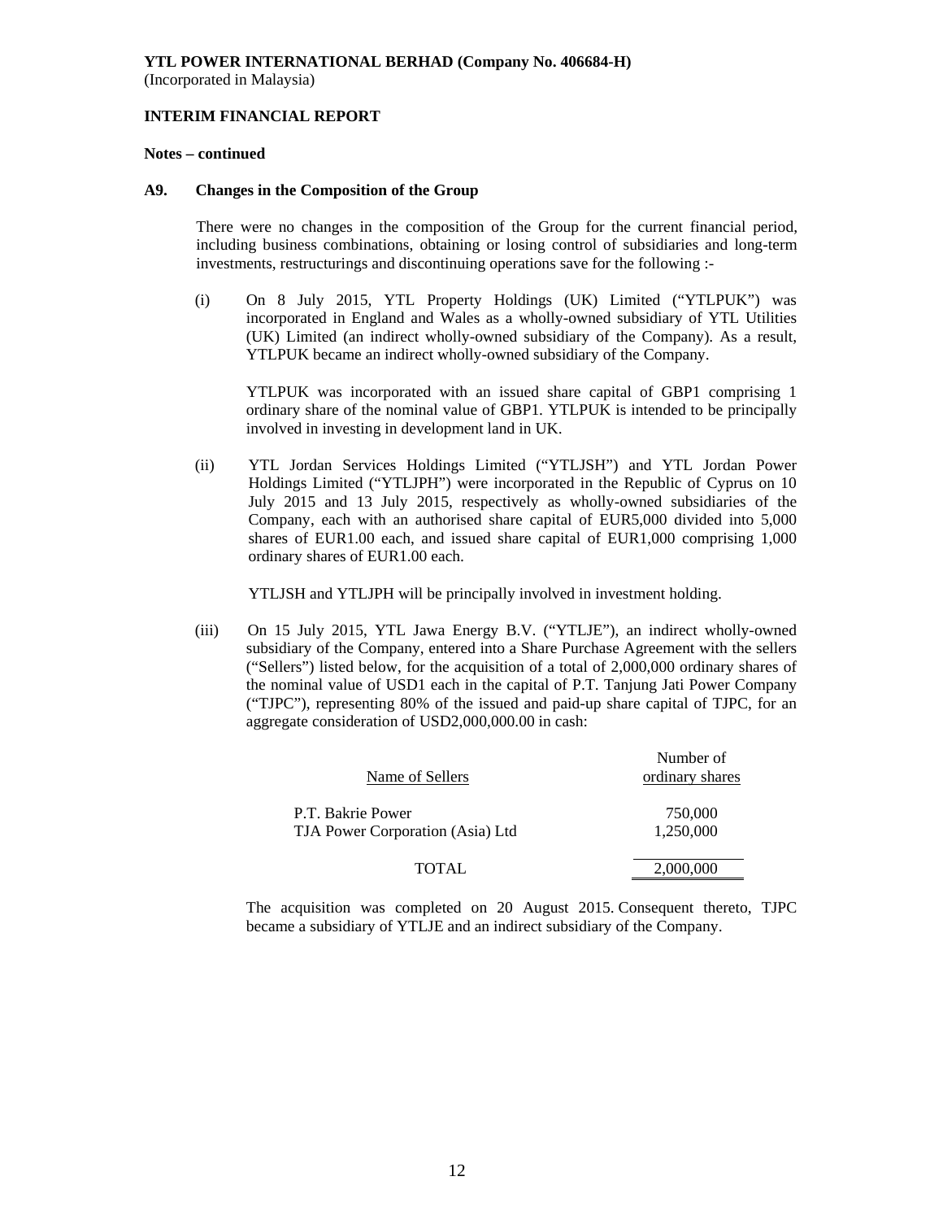**YTL POWER INTERNATIONAL BERHAD (Company No. 406684-H)**
(Incorporated in Malaysia)

**INTERIM FINANCIAL REPORT**

**Notes – continued**

**A9. Changes in the Composition of the Group**

There were no changes in the composition of the Group for the current financial period, including business combinations, obtaining or losing control of subsidiaries and long-term investments, restructurings and discontinuing operations save for the following :-

(i) On 8 July 2015, YTL Property Holdings (UK) Limited ("YTLPUK") was incorporated in England and Wales as a wholly-owned subsidiary of YTL Utilities (UK) Limited (an indirect wholly-owned subsidiary of the Company). As a result, YTLPUK became an indirect wholly-owned subsidiary of the Company.

YTLPUK was incorporated with an issued share capital of GBP1 comprising 1 ordinary share of the nominal value of GBP1. YTLPUK is intended to be principally involved in investing in development land in UK.

(ii) YTL Jordan Services Holdings Limited ("YTLJSH") and YTL Jordan Power Holdings Limited ("YTLJPH") were incorporated in the Republic of Cyprus on 10 July 2015 and 13 July 2015, respectively as wholly-owned subsidiaries of the Company, each with an authorised share capital of EUR5,000 divided into 5,000 shares of EUR1.00 each, and issued share capital of EUR1,000 comprising 1,000 ordinary shares of EUR1.00 each.

YTLJSH and YTLJPH will be principally involved in investment holding.

(iii) On 15 July 2015, YTL Jawa Energy B.V. ("YTLJE"), an indirect wholly-owned subsidiary of the Company, entered into a Share Purchase Agreement with the sellers ("Sellers") listed below, for the acquisition of a total of 2,000,000 ordinary shares of the nominal value of USD1 each in the capital of P.T. Tanjung Jati Power Company ("TJPC"), representing 80% of the issued and paid-up share capital of TJPC, for an aggregate consideration of USD2,000,000.00 in cash:

| Name of Sellers | Number of ordinary shares |
|---|---|
| P.T. Bakrie Power | 750,000 |
| TJA Power Corporation (Asia) Ltd | 1,250,000 |
| TOTAL | 2,000,000 |

The acquisition was completed on 20 August 2015. Consequent thereto, TJPC became a subsidiary of YTLJE and an indirect subsidiary of the Company.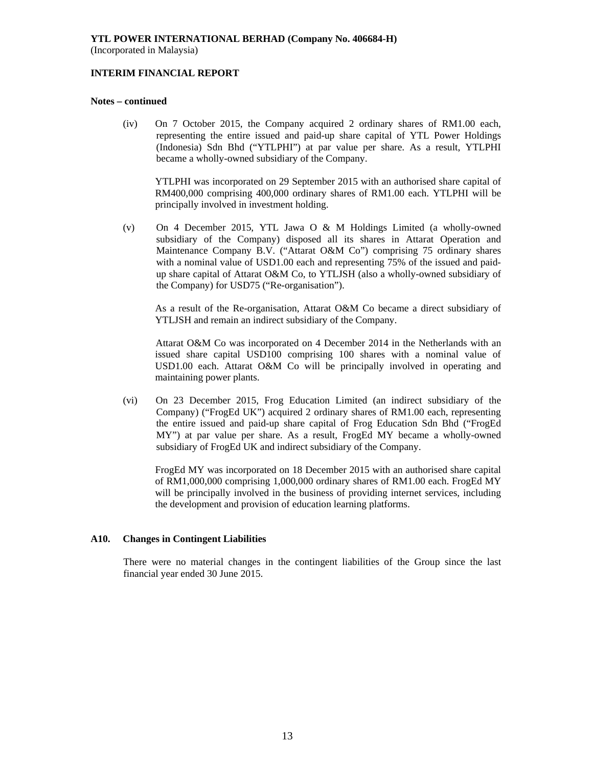**Notes – continued**

(iv) On 7 October 2015, the Company acquired 2 ordinary shares of RM1.00 each, representing the entire issued and paid-up share capital of YTL Power Holdings (Indonesia) Sdn Bhd ("YTLPHI") at par value per share. As a result, YTLPHI became a wholly-owned subsidiary of the Company.

YTLPHI was incorporated on 29 September 2015 with an authorised share capital of RM400,000 comprising 400,000 ordinary shares of RM1.00 each. YTLPHI will be principally involved in investment holding.

(v) On 4 December 2015, YTL Jawa O & M Holdings Limited (a wholly-owned subsidiary of the Company) disposed all its shares in Attarat Operation and Maintenance Company B.V. ("Attarat O&M Co") comprising 75 ordinary shares with a nominal value of USD1.00 each and representing 75% of the issued and paid-up share capital of Attarat O&M Co, to YTLJSH (also a wholly-owned subsidiary of the Company) for USD75 ("Re-organisation").

As a result of the Re-organisation, Attarat O&M Co became a direct subsidiary of YTLJSH and remain an indirect subsidiary of the Company.

Attarat O&M Co was incorporated on 4 December 2014 in the Netherlands with an issued share capital USD100 comprising 100 shares with a nominal value of USD1.00 each. Attarat O&M Co will be principally involved in operating and maintaining power plants.

(vi) On 23 December 2015, Frog Education Limited (an indirect subsidiary of the Company) ("FrogEd UK") acquired 2 ordinary shares of RM1.00 each, representing the entire issued and paid-up share capital of Frog Education Sdn Bhd ("FrogEd MY") at par value per share. As a result, FrogEd MY became a wholly-owned subsidiary of FrogEd UK and indirect subsidiary of the Company.

FrogEd MY was incorporated on 18 December 2015 with an authorised share capital of RM1,000,000 comprising 1,000,000 ordinary shares of RM1.00 each. FrogEd MY will be principally involved in the business of providing internet services, including the development and provision of education learning platforms.

## A10. Changes in Contingent Liabilities

There were no material changes in the contingent liabilities of the Group since the last financial year ended 30 June 2015.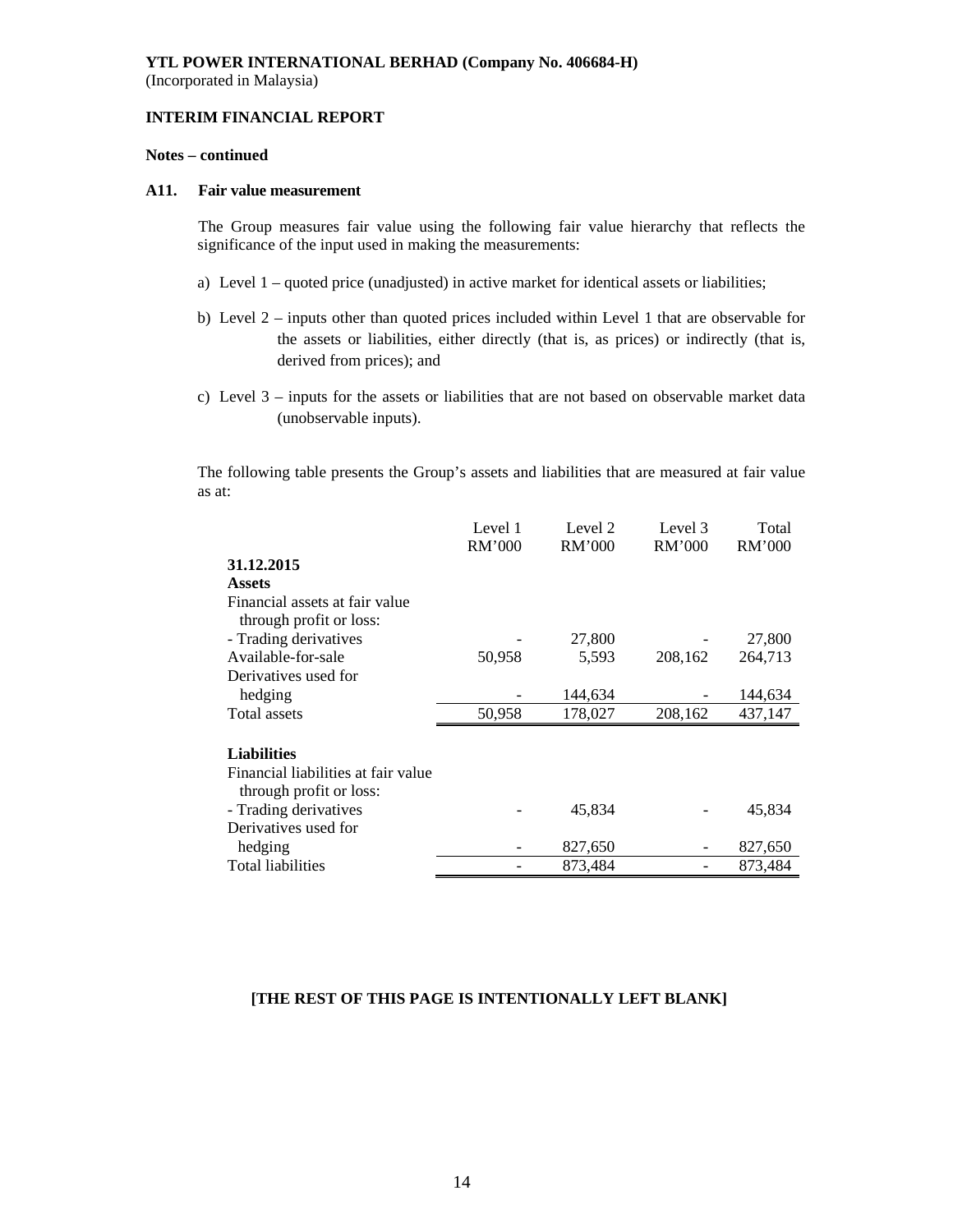**YTL POWER INTERNATIONAL BERHAD (Company No. 406684-H)**
(Incorporated in Malaysia)

**INTERIM FINANCIAL REPORT**

**Notes – continued**

**A11. Fair value measurement**

The Group measures fair value using the following fair value hierarchy that reflects the significance of the input used in making the measurements:

a) Level 1 – quoted price (unadjusted) in active market for identical assets or liabilities;

b) Level 2 – inputs other than quoted prices included within Level 1 that are observable for the assets or liabilities, either directly (that is, as prices) or indirectly (that is, derived from prices); and

c) Level 3 – inputs for the assets or liabilities that are not based on observable market data (unobservable inputs).

The following table presents the Group's assets and liabilities that are measured at fair value as at:

| | Level 1 RM'000 | Level 2 RM'000 | Level 3 RM'000 | Total RM'000 |
|---|---|---|---|---|
| **31.12.2015** | | | | |
| **Assets** | | | | |
| Financial assets at fair value through profit or loss: | | | | |
| - Trading derivatives | - | 27,800 | - | 27,800 |
| Available-for-sale | 50,958 | 5,593 | 208,162 | 264,713 |
| Derivatives used for hedging | - | 144,634 | - | 144,634 |
| Total assets | 50,958 | 178,027 | 208,162 | 437,147 |
| | | | | |
| **Liabilities** | | | | |
| Financial liabilities at fair value through profit or loss: | | | | |
| - Trading derivatives | - | 45,834 | - | 45,834 |
| Derivatives used for hedging | - | 827,650 | - | 827,650 |
| Total liabilities | - | 873,484 | - | 873,484 |

**[THE REST OF THIS PAGE IS INTENTIONALLY LEFT BLANK]**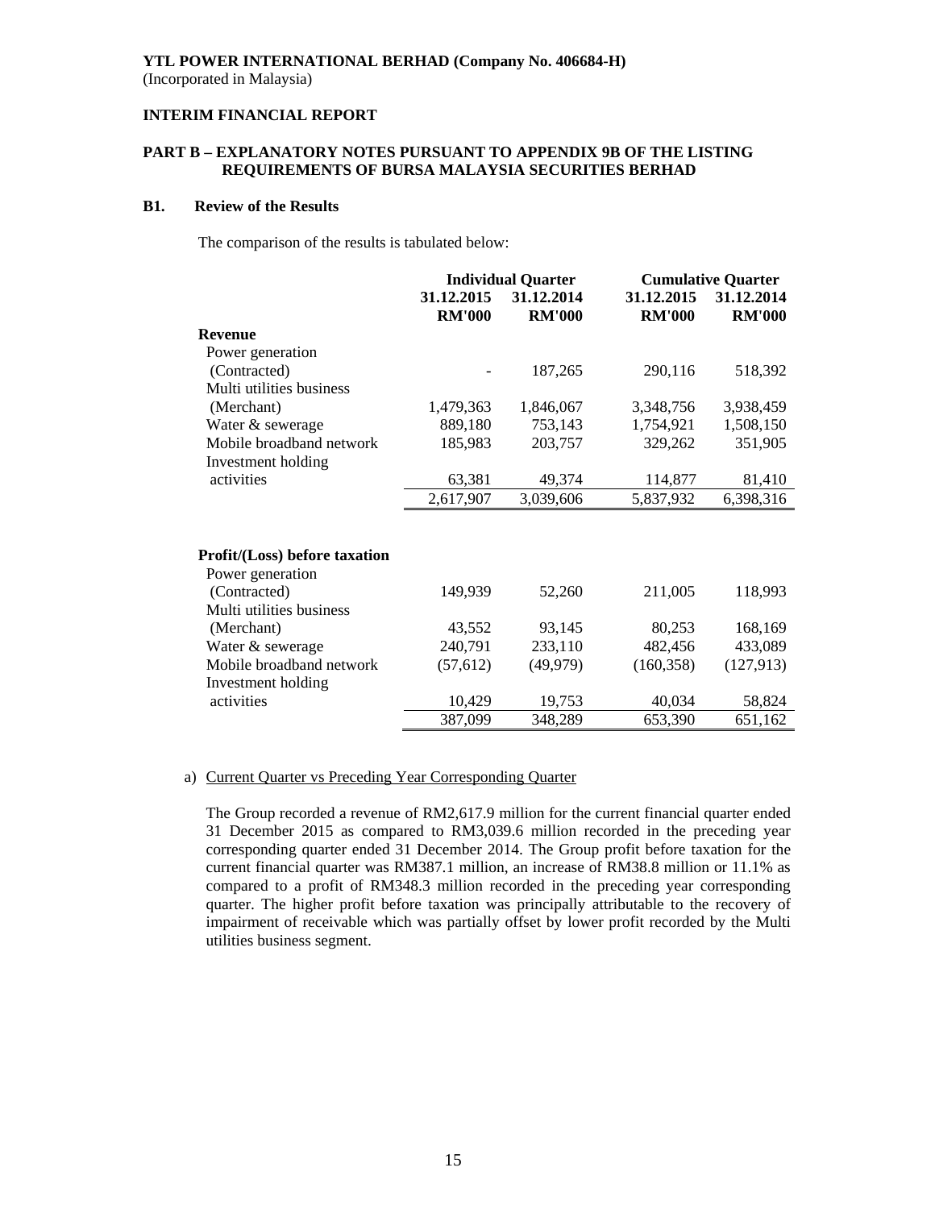**YTL POWER INTERNATIONAL BERHAD (Company No. 406684-H)**
(Incorporated in Malaysia)

**INTERIM FINANCIAL REPORT**

**PART B – EXPLANATORY NOTES PURSUANT TO APPENDIX 9B OF THE LISTING REQUIREMENTS OF BURSA MALAYSIA SECURITIES BERHAD**

**B1. Review of the Results**

The comparison of the results is tabulated below:

| | Individual Quarter | | Cumulative Quarter | |
|---|---|---|---|---|
| | 31.12.2015 RM'000 | 31.12.2014 RM'000 | 31.12.2015 RM'000 | 31.12.2014 RM'000 |
| **Revenue** | | | | |
| Power generation (Contracted) | - | 187,265 | 290,116 | 518,392 |
| Multi utilities business (Merchant) | 1,479,363 | 1,846,067 | 3,348,756 | 3,938,459 |
| Water & sewerage | 889,180 | 753,143 | 1,754,921 | 1,508,150 |
| Mobile broadband network | 185,983 | 203,757 | 329,262 | 351,905 |
| Investment holding activities | 63,381 | 49,374 | 114,877 | 81,410 |
| | 2,617,907 | 3,039,606 | 5,837,932 | 6,398,316 |
| **Profit/(Loss) before taxation** | | | | |
| Power generation (Contracted) | 149,939 | 52,260 | 211,005 | 118,993 |
| Multi utilities business (Merchant) | 43,552 | 93,145 | 80,253 | 168,169 |
| Water & sewerage | 240,791 | 233,110 | 482,456 | 433,089 |
| Mobile broadband network | (57,612) | (49,979) | (160,358) | (127,913) |
| Investment holding activities | 10,429 | 19,753 | 40,034 | 58,824 |
| | 387,099 | 348,289 | 653,390 | 651,162 |

a) Current Quarter vs Preceding Year Corresponding Quarter

The Group recorded a revenue of RM2,617.9 million for the current financial quarter ended 31 December 2015 as compared to RM3,039.6 million recorded in the preceding year corresponding quarter ended 31 December 2014. The Group profit before taxation for the current financial quarter was RM387.1 million, an increase of RM38.8 million or 11.1% as compared to a profit of RM348.3 million recorded in the preceding year corresponding quarter. The higher profit before taxation was principally attributable to the recovery of impairment of receivable which was partially offset by lower profit recorded by the Multi utilities business segment.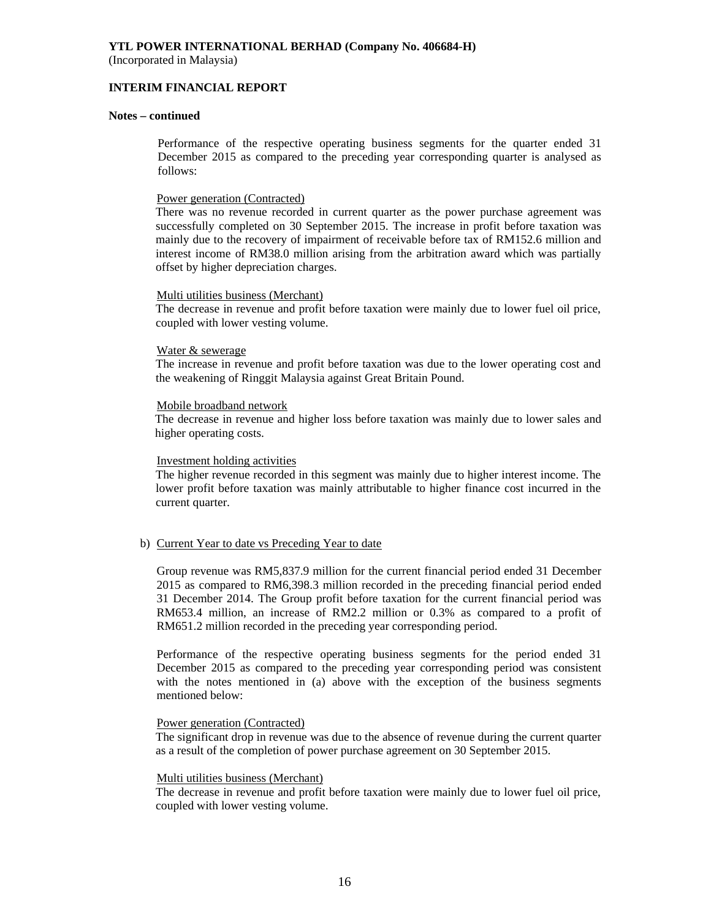**YTL POWER INTERNATIONAL BERHAD (Company No. 406684-H)**
(Incorporated in Malaysia)

**INTERIM FINANCIAL REPORT**

**Notes – continued**

Performance of the respective operating business segments for the quarter ended 31 December 2015 as compared to the preceding year corresponding quarter is analysed as follows:

Power generation (Contracted)
There was no revenue recorded in current quarter as the power purchase agreement was successfully completed on 30 September 2015. The increase in profit before taxation was mainly due to the recovery of impairment of receivable before tax of RM152.6 million and interest income of RM38.0 million arising from the arbitration award which was partially offset by higher depreciation charges.

Multi utilities business (Merchant)
The decrease in revenue and profit before taxation were mainly due to lower fuel oil price, coupled with lower vesting volume.

Water & sewerage
The increase in revenue and profit before taxation was due to the lower operating cost and the weakening of Ringgit Malaysia against Great Britain Pound.

Mobile broadband network
The decrease in revenue and higher loss before taxation was mainly due to lower sales and higher operating costs.

Investment holding activities
The higher revenue recorded in this segment was mainly due to higher interest income. The lower profit before taxation was mainly attributable to higher finance cost incurred in the current quarter.

b) Current Year to date vs Preceding Year to date

Group revenue was RM5,837.9 million for the current financial period ended 31 December 2015 as compared to RM6,398.3 million recorded in the preceding financial period ended 31 December 2014. The Group profit before taxation for the current financial period was RM653.4 million, an increase of RM2.2 million or 0.3% as compared to a profit of RM651.2 million recorded in the preceding year corresponding period.

Performance of the respective operating business segments for the period ended 31 December 2015 as compared to the preceding year corresponding period was consistent with the notes mentioned in (a) above with the exception of the business segments mentioned below:

Power generation (Contracted)
The significant drop in revenue was due to the absence of revenue during the current quarter as a result of the completion of power purchase agreement on 30 September 2015.

Multi utilities business (Merchant)
The decrease in revenue and profit before taxation were mainly due to lower fuel oil price, coupled with lower vesting volume.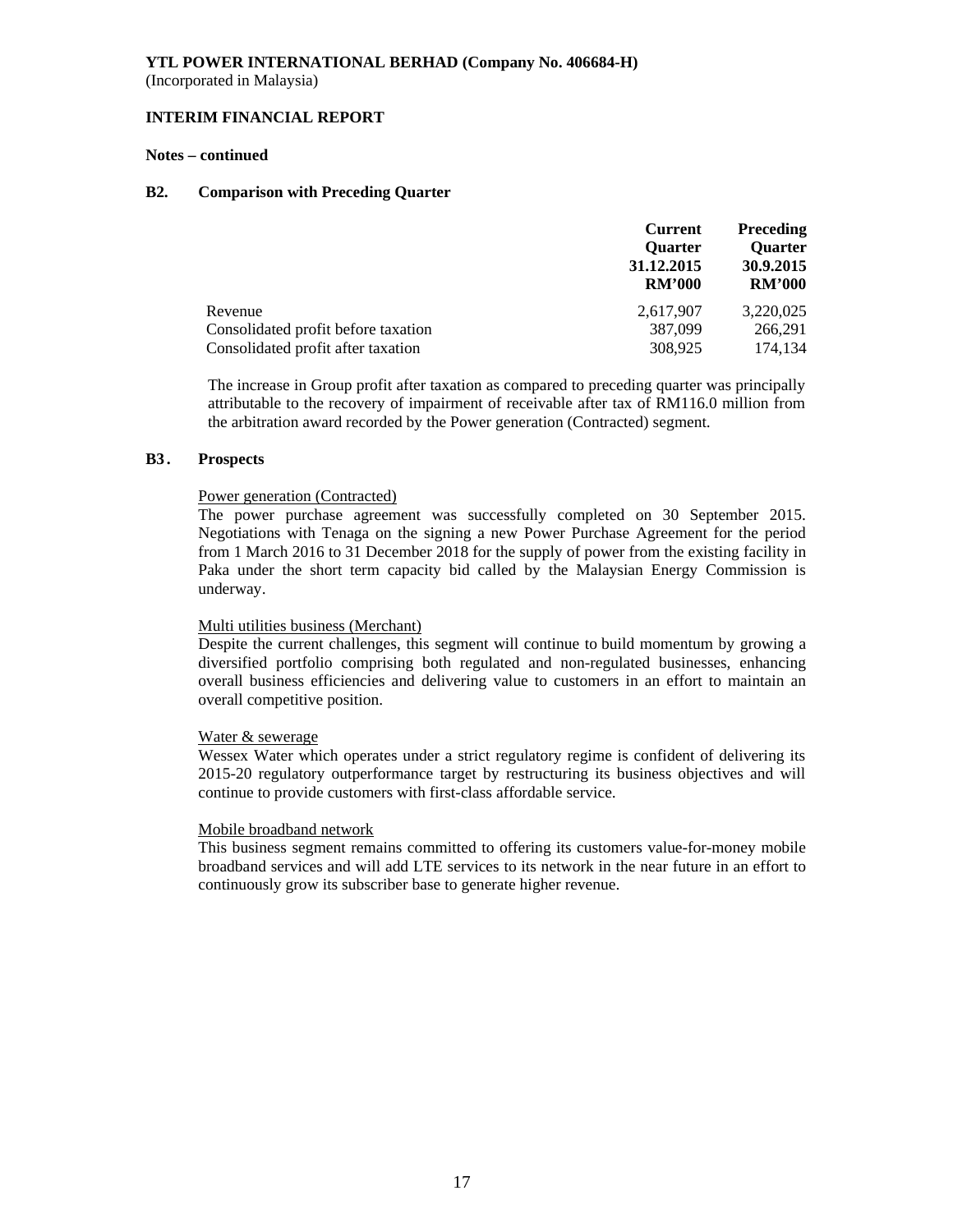**YTL POWER INTERNATIONAL BERHAD (Company No. 406684-H)**
(Incorporated in Malaysia)

**INTERIM FINANCIAL REPORT**

**Notes – continued**

### B2. Comparison with Preceding Quarter

| | Current Quarter 31.12.2015 RM'000 | Preceding Quarter 30.9.2015 RM'000 |
|---|---|---|
| Revenue | 2,617,907 | 3,220,025 |
| Consolidated profit before taxation | 387,099 | 266,291 |
| Consolidated profit after taxation | 308,925 | 174,134 |

The increase in Group profit after taxation as compared to preceding quarter was principally attributable to the recovery of impairment of receivable after tax of RM116.0 million from the arbitration award recorded by the Power generation (Contracted) segment.

### B3. Prospects

Power generation (Contracted)
The power purchase agreement was successfully completed on 30 September 2015. Negotiations with Tenaga on the signing a new Power Purchase Agreement for the period from 1 March 2016 to 31 December 2018 for the supply of power from the existing facility in Paka under the short term capacity bid called by the Malaysian Energy Commission is underway.

Multi utilities business (Merchant)
Despite the current challenges, this segment will continue to build momentum by growing a diversified portfolio comprising both regulated and non-regulated businesses, enhancing overall business efficiencies and delivering value to customers in an effort to maintain an overall competitive position.

Water & sewerage
Wessex Water which operates under a strict regulatory regime is confident of delivering its 2015-20 regulatory outperformance target by restructuring its business objectives and will continue to provide customers with first-class affordable service.

Mobile broadband network
This business segment remains committed to offering its customers value-for-money mobile broadband services and will add LTE services to its network in the near future in an effort to continuously grow its subscriber base to generate higher revenue.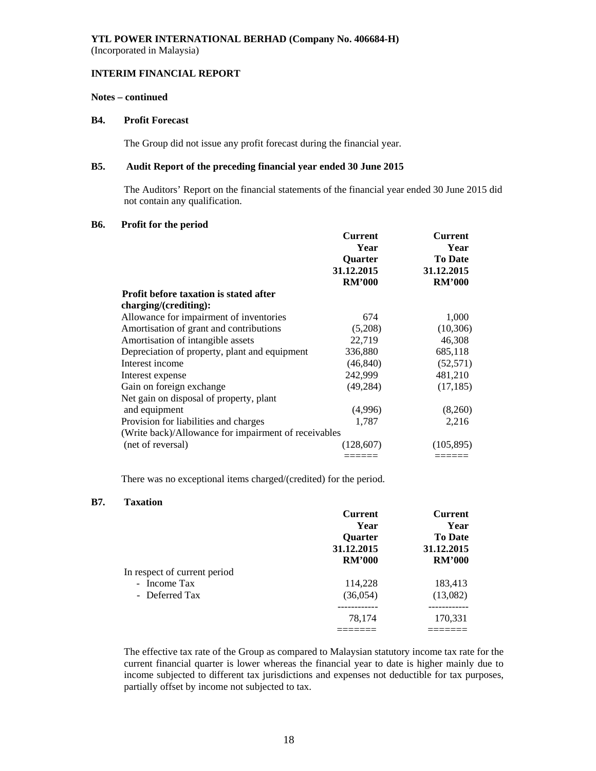**YTL POWER INTERNATIONAL BERHAD (Company No. 406684-H)**
(Incorporated in Malaysia)

**INTERIM FINANCIAL REPORT**

**Notes – continued**

**B4. Profit Forecast**

The Group did not issue any profit forecast during the financial year.

**B5. Audit Report of the preceding financial year ended 30 June 2015**

The Auditors' Report on the financial statements of the financial year ended 30 June 2015 did not contain any qualification.

**B6. Profit for the period**

| | Current Year Quarter 31.12.2015 RM'000 | Current Year To Date 31.12.2015 RM'000 |
|---|---|---|
| **Profit before taxation is stated after charging/(crediting):** | | |
| Allowance for impairment of inventories | 674 | 1,000 |
| Amortisation of grant and contributions | (5,208) | (10,306) |
| Amortisation of intangible assets | 22,719 | 46,308 |
| Depreciation of property, plant and equipment | 336,880 | 685,118 |
| Interest income | (46,840) | (52,571) |
| Interest expense | 242,999 | 481,210 |
| Gain on foreign exchange | (49,284) | (17,185) |
| Net gain on disposal of property, plant and equipment | (4,996) | (8,260) |
| Provision for liabilities and charges | 1,787 | 2,216 |
| (Write back)/Allowance for impairment of receivables (net of reversal) | (128,607) | (105,895) |

There was no exceptional items charged/(credited) for the period.

**B7. Taxation**

| | Current Year Quarter 31.12.2015 RM'000 | Current Year To Date 31.12.2015 RM'000 |
|---|---|---|
| In respect of current period | | |
| - Income Tax | 114,228 | 183,413 |
| - Deferred Tax | (36,054) | (13,082) |
| | 78,174 | 170,331 |

The effective tax rate of the Group as compared to Malaysian statutory income tax rate for the current financial quarter is lower whereas the financial year to date is higher mainly due to income subjected to different tax jurisdictions and expenses not deductible for tax purposes, partially offset by income not subjected to tax.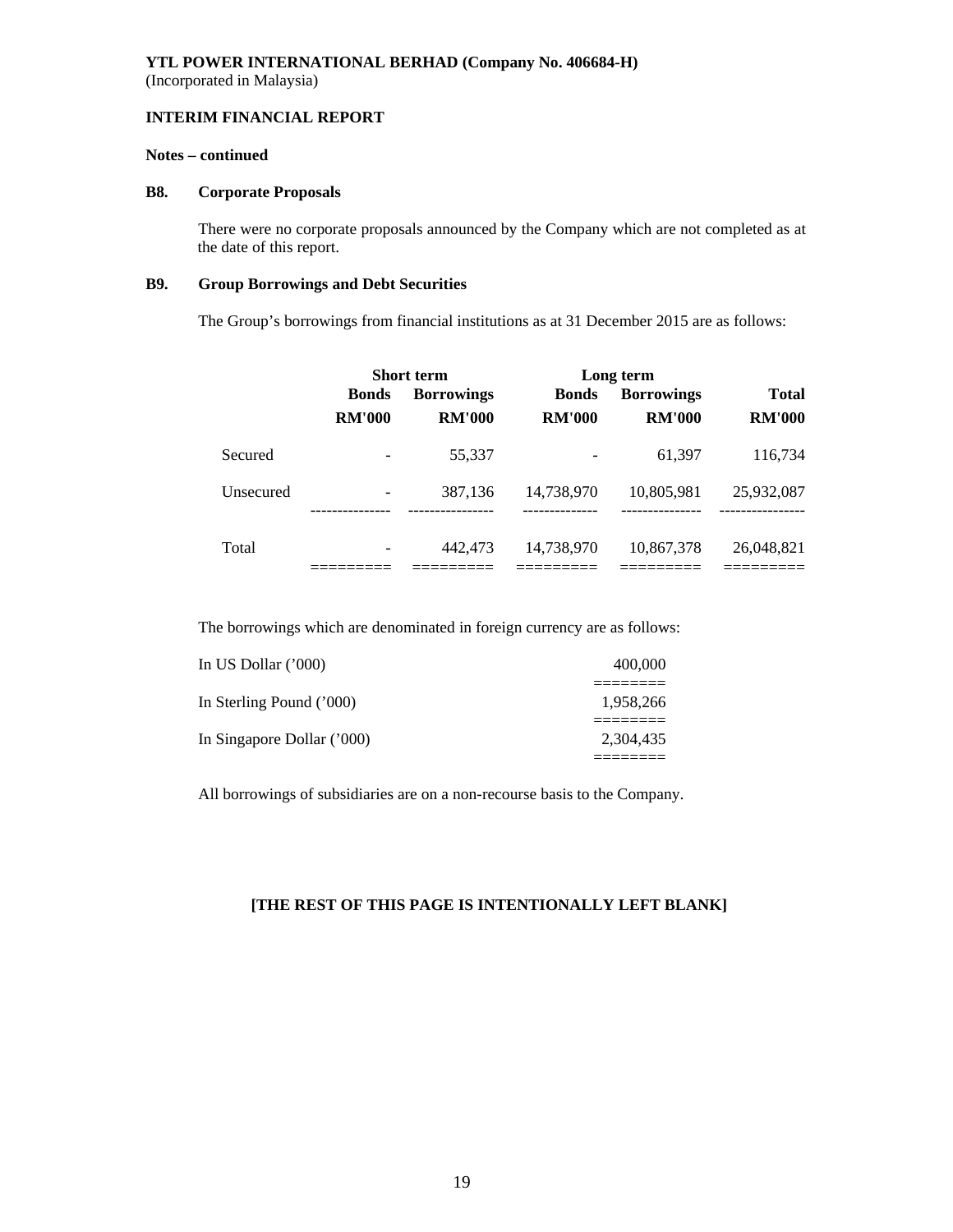**YTL POWER INTERNATIONAL BERHAD (Company No. 406684-H)**
(Incorporated in Malaysia)

**INTERIM FINANCIAL REPORT**

**Notes – continued**

**B8. Corporate Proposals**

There were no corporate proposals announced by the Company which are not completed as at the date of this report.

**B9. Group Borrowings and Debt Securities**

The Group's borrowings from financial institutions as at 31 December 2015 are as follows:

| | Short term | | Long term | | |
|---|---|---|---|---|---|
| | **Bonds** | **Borrowings** | **Bonds** | **Borrowings** | **Total** |
| | **RM'000** | **RM'000** | **RM'000** | **RM'000** | **RM'000** |
| Secured | - | 55,337 | - | 61,397 | 116,734 |
| Unsecured | - | 387,136 | 14,738,970 | 10,805,981 | 25,932,087 |
| Total | - | 442,473 | 14,738,970 | 10,867,378 | 26,048,821 |

The borrowings which are denominated in foreign currency are as follows:

| | |
|---|---|
| In US Dollar ('000) | 400,000 |
| In Sterling Pound ('000) | 1,958,266 |
| In Singapore Dollar ('000) | 2,304,435 |

All borrowings of subsidiaries are on a non-recourse basis to the Company.

**[THE REST OF THIS PAGE IS INTENTIONALLY LEFT BLANK]**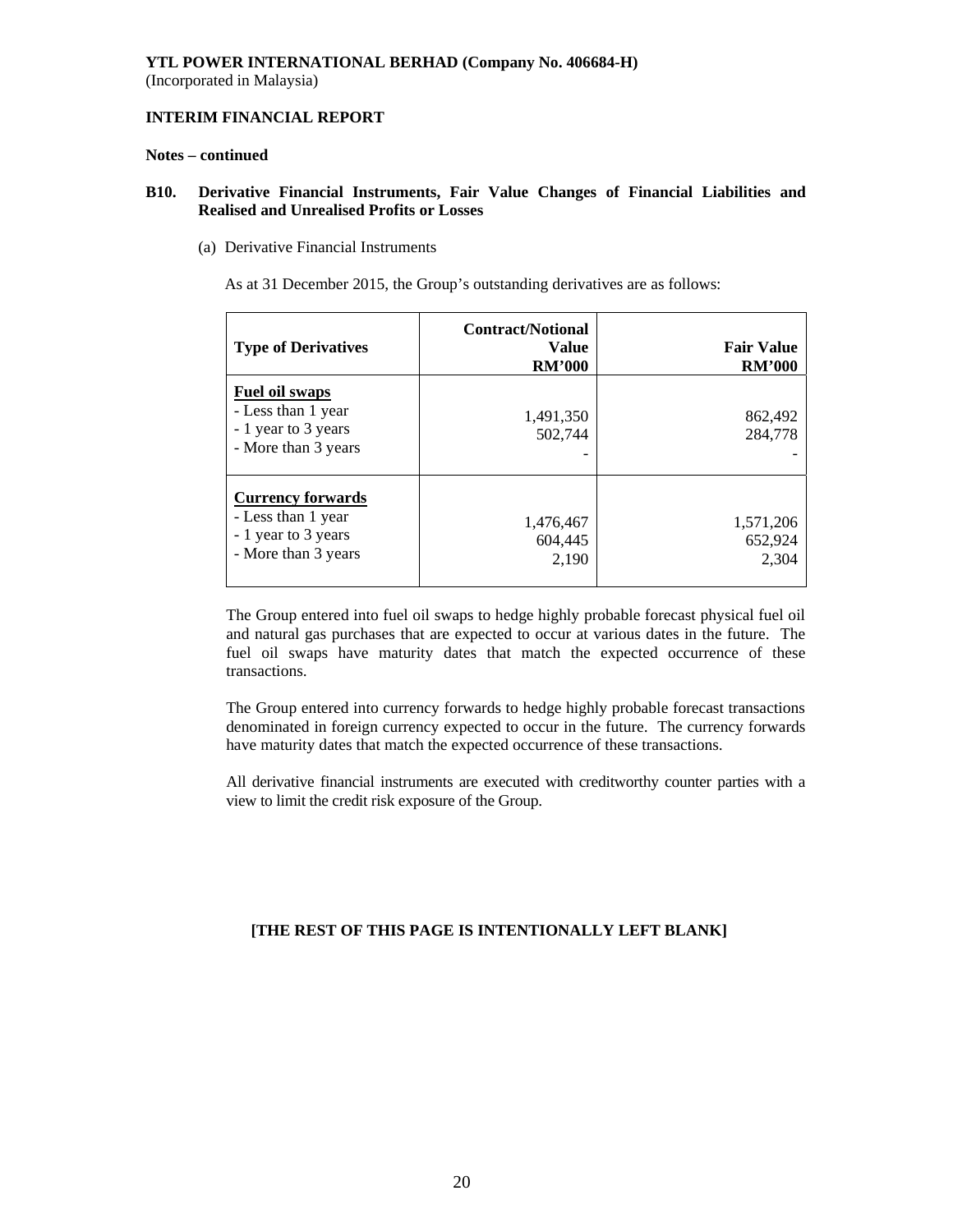**YTL POWER INTERNATIONAL BERHAD (Company No. 406684-H)**
(Incorporated in Malaysia)

**INTERIM FINANCIAL REPORT**

**Notes – continued**

**B10. Derivative Financial Instruments, Fair Value Changes of Financial Liabilities and Realised and Unrealised Profits or Losses**

(a) Derivative Financial Instruments

As at 31 December 2015, the Group's outstanding derivatives are as follows:

| Type of Derivatives | Contract/Notional Value RM'000 | Fair Value RM'000 |
|---|---|---|
| **Fuel oil swaps** | | |
| - Less than 1 year | 1,491,350 | 862,492 |
| - 1 year to 3 years | 502,744 | 284,778 |
| - More than 3 years | - | - |
| **Currency forwards** | | |
| - Less than 1 year | 1,476,467 | 1,571,206 |
| - 1 year to 3 years | 604,445 | 652,924 |
| - More than 3 years | 2,190 | 2,304 |

The Group entered into fuel oil swaps to hedge highly probable forecast physical fuel oil and natural gas purchases that are expected to occur at various dates in the future. The fuel oil swaps have maturity dates that match the expected occurrence of these transactions.

The Group entered into currency forwards to hedge highly probable forecast transactions denominated in foreign currency expected to occur in the future. The currency forwards have maturity dates that match the expected occurrence of these transactions.

All derivative financial instruments are executed with creditworthy counter parties with a view to limit the credit risk exposure of the Group.

**[THE REST OF THIS PAGE IS INTENTIONALLY LEFT BLANK]**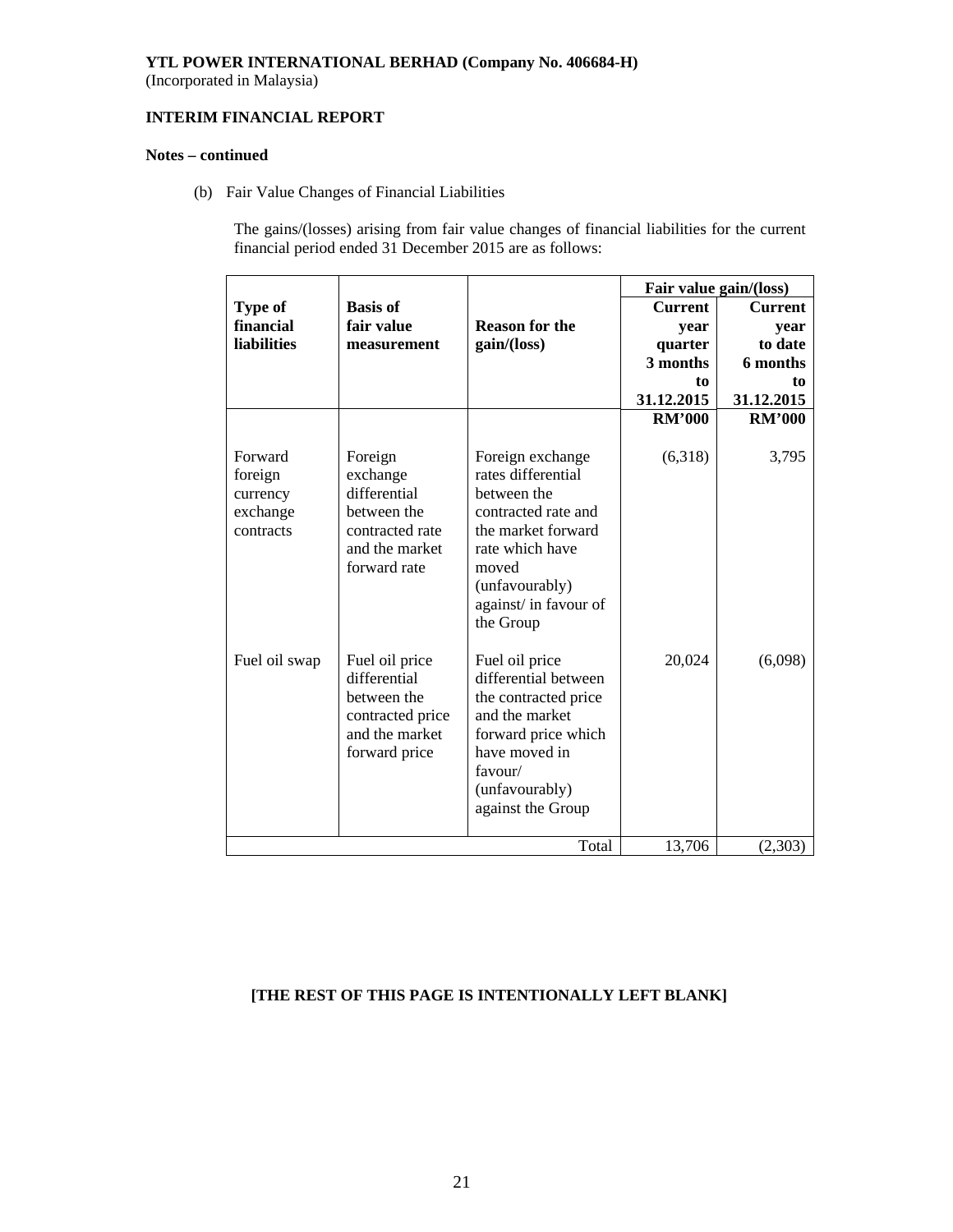**YTL POWER INTERNATIONAL BERHAD (Company No. 406684-H)**
(Incorporated in Malaysia)

**INTERIM FINANCIAL REPORT**

**Notes – continued**

(b) Fair Value Changes of Financial Liabilities

The gains/(losses) arising from fair value changes of financial liabilities for the current financial period ended 31 December 2015 are as follows:

| Type of financial liabilities | Basis of fair value measurement | Reason for the gain/(loss) | Fair value gain/(loss) Current year quarter 3 months to 31.12.2015 | Current year to date 6 months to 31.12.2015 |
|---|---|---|---|---|
| | | | RM'000 | RM'000 |
| Forward foreign currency exchange contracts | Foreign exchange differential between the contracted rate and the market forward rate | Foreign exchange rates differential between the contracted rate and the market forward rate which have moved (unfavourably) against/ in favour of the Group | (6,318) | 3,795 |
| Fuel oil swap | Fuel oil price differential between the contracted price and the market forward price | Fuel oil price differential between the contracted price and the market forward price which have moved in favour/ (unfavourably) against the Group | 20,024 | (6,098) |
| | | Total | 13,706 | (2,303) |

**[THE REST OF THIS PAGE IS INTENTIONALLY LEFT BLANK]**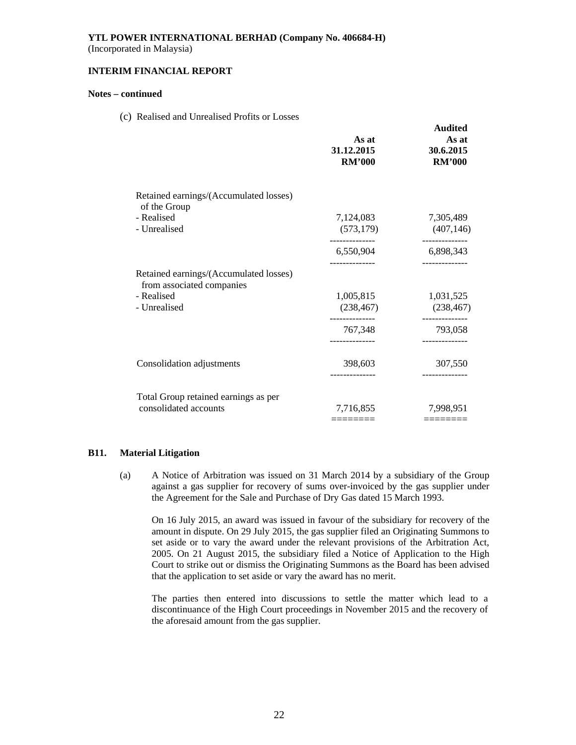**YTL POWER INTERNATIONAL BERHAD (Company No. 406684-H)**
(Incorporated in Malaysia)

**INTERIM FINANCIAL REPORT**

**Notes – continued**

(c) Realised and Unrealised Profits or Losses

| | As at 31.12.2015 RM'000 | Audited As at 30.6.2015 RM'000 |
|---|---|---|
| Retained earnings/(Accumulated losses) of the Group | | |
| - Realised | 7,124,083 | 7,305,489 |
| - Unrealised | (573,179) | (407,146) |
| | 6,550,904 | 6,898,343 |
| Retained earnings/(Accumulated losses) from associated companies | | |
| - Realised | 1,005,815 | 1,031,525 |
| - Unrealised | (238,467) | (238,467) |
| | 767,348 | 793,058 |
| Consolidation adjustments | 398,603 | 307,550 |
| Total Group retained earnings as per consolidated accounts | 7,716,855 | 7,998,951 |

**B11. Material Litigation**

(a) A Notice of Arbitration was issued on 31 March 2014 by a subsidiary of the Group against a gas supplier for recovery of sums over-invoiced by the gas supplier under the Agreement for the Sale and Purchase of Dry Gas dated 15 March 1993.

On 16 July 2015, an award was issued in favour of the subsidiary for recovery of the amount in dispute. On 29 July 2015, the gas supplier filed an Originating Summons to set aside or to vary the award under the relevant provisions of the Arbitration Act, 2005. On 21 August 2015, the subsidiary filed a Notice of Application to the High Court to strike out or dismiss the Originating Summons as the Board has been advised that the application to set aside or vary the award has no merit.

The parties then entered into discussions to settle the matter which lead to a discontinuance of the High Court proceedings in November 2015 and the recovery of the aforesaid amount from the gas supplier.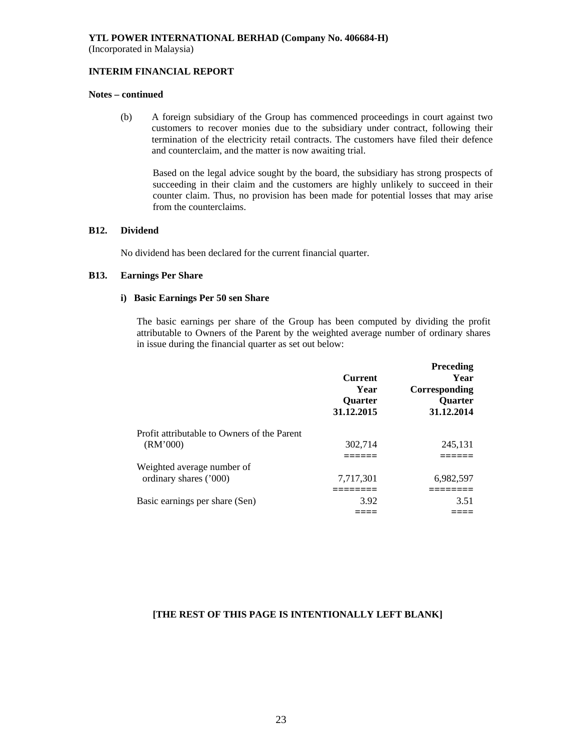**YTL POWER INTERNATIONAL BERHAD (Company No. 406684-H)**
(Incorporated in Malaysia)

**INTERIM FINANCIAL REPORT**

**Notes – continued**

(b) A foreign subsidiary of the Group has commenced proceedings in court against two customers to recover monies due to the subsidiary under contract, following their termination of the electricity retail contracts. The customers have filed their defence and counterclaim, and the matter is now awaiting trial.

Based on the legal advice sought by the board, the subsidiary has strong prospects of succeeding in their claim and the customers are highly unlikely to succeed in their counter claim. Thus, no provision has been made for potential losses that may arise from the counterclaims.

## B12. Dividend

No dividend has been declared for the current financial quarter.

## B13. Earnings Per Share

### i) Basic Earnings Per 50 sen Share

The basic earnings per share of the Group has been computed by dividing the profit attributable to Owners of the Parent by the weighted average number of ordinary shares in issue during the financial quarter as set out below:

| | Current Year Quarter 31.12.2015 | Preceding Year Corresponding Quarter 31.12.2014 |
|---|---|---|
| Profit attributable to Owners of the Parent (RM'000) | 302,714 | 245,131 |
| Weighted average number of ordinary shares ('000) | 7,717,301 | 6,982,597 |
| Basic earnings per share (Sen) | 3.92 | 3.51 |

**[THE REST OF THIS PAGE IS INTENTIONALLY LEFT BLANK]**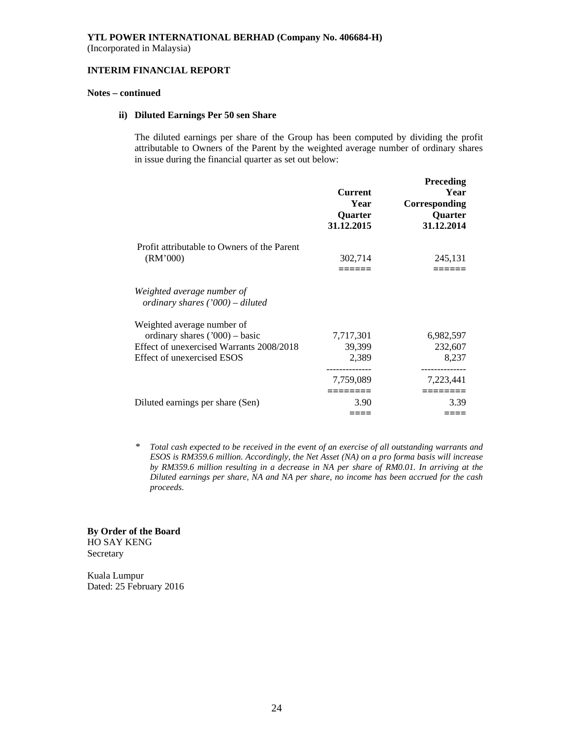**YTL POWER INTERNATIONAL BERHAD (Company No. 406684-H)**
(Incorporated in Malaysia)

**INTERIM FINANCIAL REPORT**

**Notes – continued**

**ii) Diluted Earnings Per 50 sen Share**

The diluted earnings per share of the Group has been computed by dividing the profit attributable to Owners of the Parent by the weighted average number of ordinary shares in issue during the financial quarter as set out below:

| | Current Year Quarter 31.12.2015 | Preceding Year Corresponding Quarter 31.12.2014 |
|---|---|---|
| Profit attributable to Owners of the Parent (RM'000) | 302,714 | 245,131 |
| *Weighted average number of ordinary shares ('000) – diluted* | | |
| Weighted average number of ordinary shares ('000) – basic | 7,717,301 | 6,982,597 |
| Effect of unexercised Warrants 2008/2018 | 39,399 | 232,607 |
| Effect of unexercised ESOS | 2,389 | 8,237 |
| | 7,759,089 | 7,223,441 |
| Diluted earnings per share (Sen) | 3.90 | 3.39 |

\* *Total cash expected to be received in the event of an exercise of all outstanding warrants and ESOS is RM359.6 million. Accordingly, the Net Asset (NA) on a pro forma basis will increase by RM359.6 million resulting in a decrease in NA per share of RM0.01. In arriving at the Diluted earnings per share, NA and NA per share, no income has been accrued for the cash proceeds.*

**By Order of the Board**
HO SAY KENG
Secretary

Kuala Lumpur
Dated: 25 February 2016